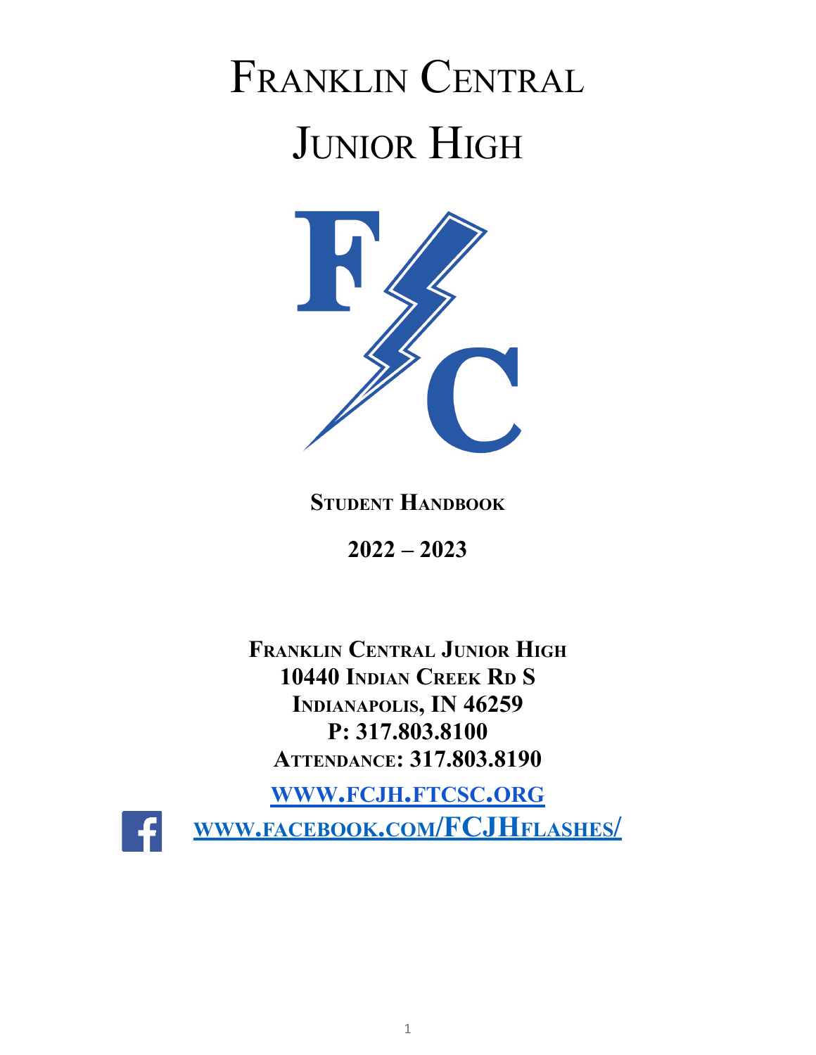# Franklin Central Junior High

**Student Handbook**

**2022 – 2023**

**Franklin Central Junior High**
**10440 Indian Creek Rd S**
**Indianapolis, IN 46259**
**P: 317.803.8100**
**Attendance: 317.803.8190**

[www.fcjh.ftcsc.org](http://www.fcjh.ftcsc.org)

[www.facebook.com/FCJHflashes/](http://www.facebook.com/FCJHflashes/)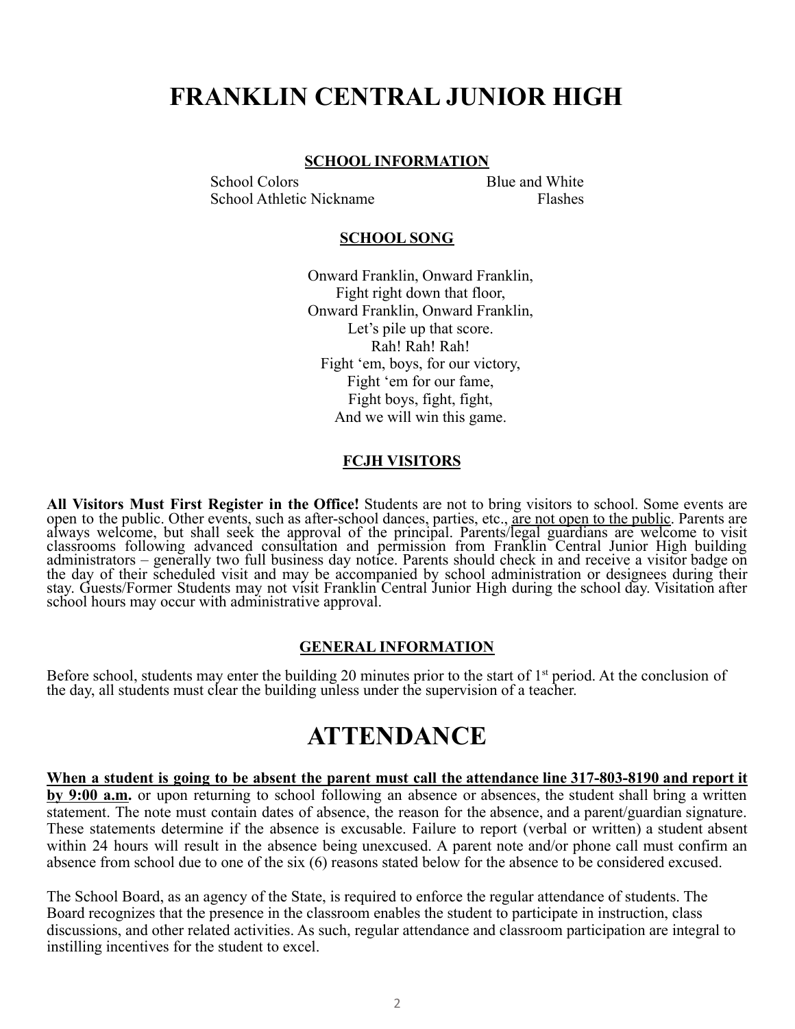# FRANKLIN CENTRAL JUNIOR HIGH

### SCHOOL INFORMATION

| | |
|---|---|
| School Colors | Blue and White |
| School Athletic Nickname | Flashes |

### SCHOOL SONG

Onward Franklin, Onward Franklin,
Fight right down that floor,
Onward Franklin, Onward Franklin,
Let's pile up that score.
Rah! Rah! Rah!
Fight 'em, boys, for our victory,
Fight 'em for our fame,
Fight boys, fight, fight,
And we will win this game.

### FCJH VISITORS

**All Visitors Must First Register in the Office!** Students are not to bring visitors to school. Some events are open to the public. Other events, such as after-school dances, parties, etc., are not open to the public. Parents are always welcome, but shall seek the approval of the principal. Parents/legal guardians are welcome to visit classrooms following advanced consultation and permission from Franklin Central Junior High building administrators – generally two full business day notice. Parents should check in and receive a visitor badge on the day of their scheduled visit and may be accompanied by school administration or designees during their stay. Guests/Former Students may not visit Franklin Central Junior High during the school day. Visitation after school hours may occur with administrative approval.

### GENERAL INFORMATION

Before school, students may enter the building 20 minutes prior to the start of 1st period. At the conclusion of the day, all students must clear the building unless under the supervision of a teacher.

# ATTENDANCE

**When a student is going to be absent the parent must call the attendance line 317-803-8190 and report it by 9:00 a.m.** or upon returning to school following an absence or absences, the student shall bring a written statement. The note must contain dates of absence, the reason for the absence, and a parent/guardian signature. These statements determine if the absence is excusable. Failure to report (verbal or written) a student absent within 24 hours will result in the absence being unexcused. A parent note and/or phone call must confirm an absence from school due to one of the six (6) reasons stated below for the absence to be considered excused.

The School Board, as an agency of the State, is required to enforce the regular attendance of students. The Board recognizes that the presence in the classroom enables the student to participate in instruction, class discussions, and other related activities. As such, regular attendance and classroom participation are integral to instilling incentives for the student to excel.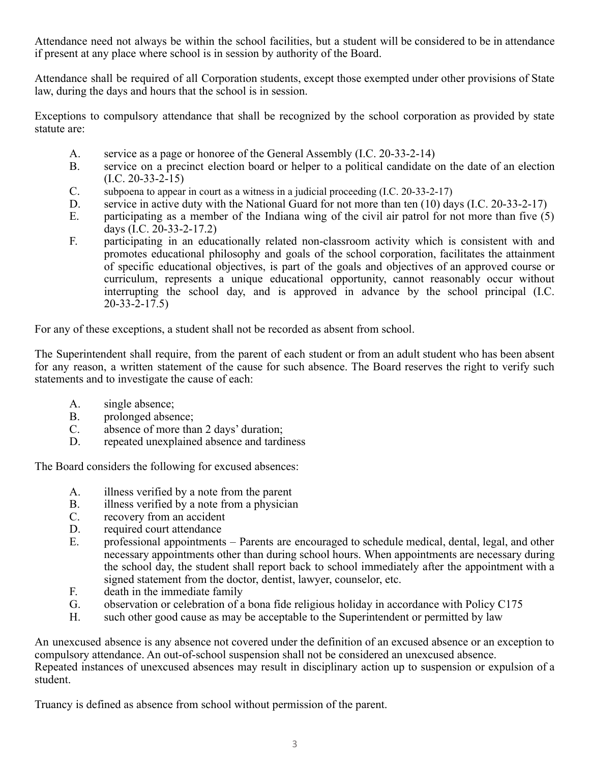Attendance need not always be within the school facilities, but a student will be considered to be in attendance if present at any place where school is in session by authority of the Board.

Attendance shall be required of all Corporation students, except those exempted under other provisions of State law, during the days and hours that the school is in session.

Exceptions to compulsory attendance that shall be recognized by the school corporation as provided by state statute are:

A. service as a page or honoree of the General Assembly (I.C. 20-33-2-14)
B. service on a precinct election board or helper to a political candidate on the date of an election (I.C. 20-33-2-15)
C. subpoena to appear in court as a witness in a judicial proceeding (I.C. 20-33-2-17)
D. service in active duty with the National Guard for not more than ten (10) days (I.C. 20-33-2-17)
E. participating as a member of the Indiana wing of the civil air patrol for not more than five (5) days (I.C. 20-33-2-17.2)
F. participating in an educationally related non-classroom activity which is consistent with and promotes educational philosophy and goals of the school corporation, facilitates the attainment of specific educational objectives, is part of the goals and objectives of an approved course or curriculum, represents a unique educational opportunity, cannot reasonably occur without interrupting the school day, and is approved in advance by the school principal (I.C. 20-33-2-17.5)

For any of these exceptions, a student shall not be recorded as absent from school.

The Superintendent shall require, from the parent of each student or from an adult student who has been absent for any reason, a written statement of the cause for such absence. The Board reserves the right to verify such statements and to investigate the cause of each:

A. single absence;
B. prolonged absence;
C. absence of more than 2 days' duration;
D. repeated unexplained absence and tardiness

The Board considers the following for excused absences:

A. illness verified by a note from the parent
B. illness verified by a note from a physician
C. recovery from an accident
D. required court attendance
E. professional appointments – Parents are encouraged to schedule medical, dental, legal, and other necessary appointments other than during school hours. When appointments are necessary during the school day, the student shall report back to school immediately after the appointment with a signed statement from the doctor, dentist, lawyer, counselor, etc.
F. death in the immediate family
G. observation or celebration of a bona fide religious holiday in accordance with Policy C175
H. such other good cause as may be acceptable to the Superintendent or permitted by law

An unexcused absence is any absence not covered under the definition of an excused absence or an exception to compulsory attendance. An out-of-school suspension shall not be considered an unexcused absence.
Repeated instances of unexcused absences may result in disciplinary action up to suspension or expulsion of a student.

Truancy is defined as absence from school without permission of the parent.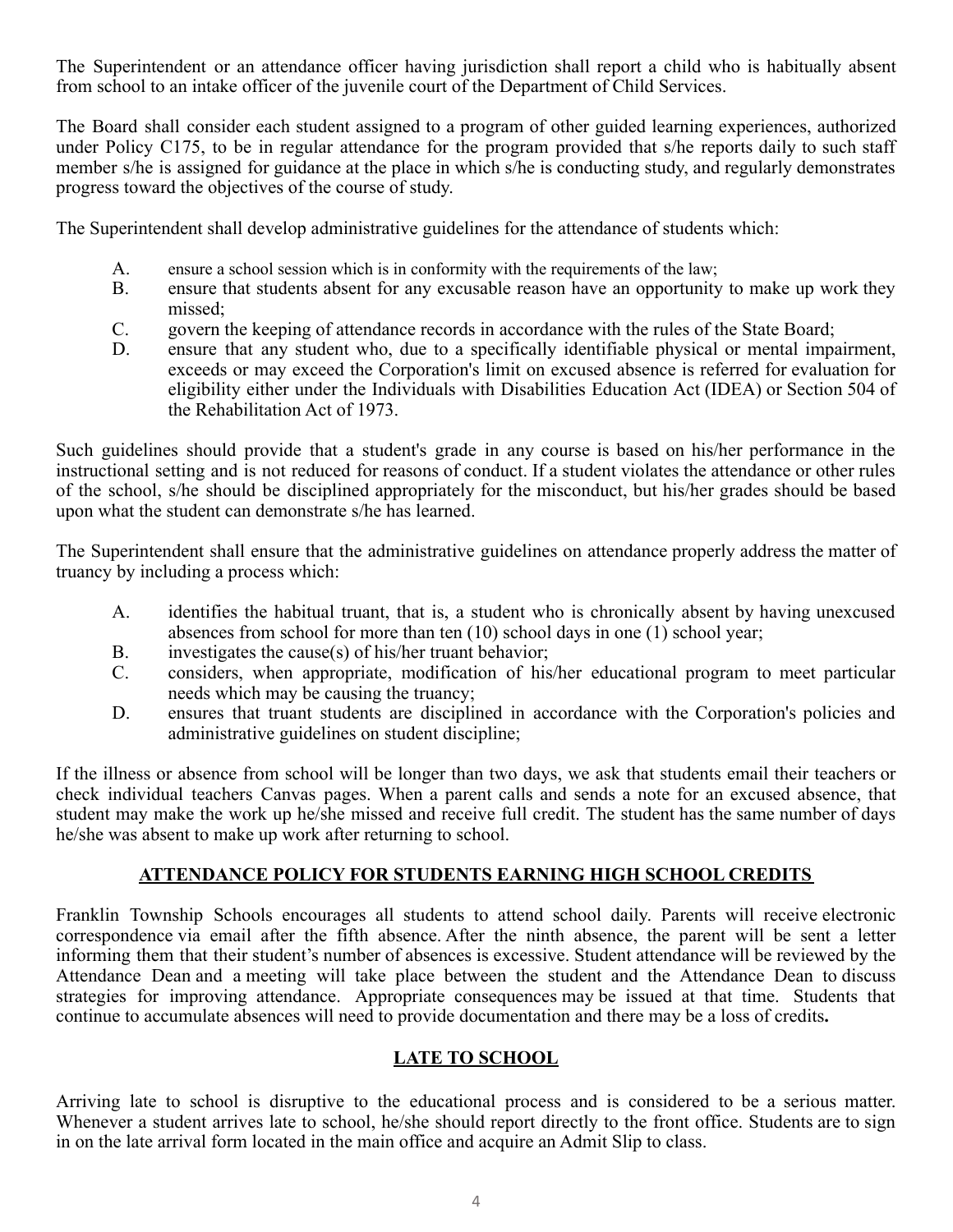The Superintendent or an attendance officer having jurisdiction shall report a child who is habitually absent from school to an intake officer of the juvenile court of the Department of Child Services.

The Board shall consider each student assigned to a program of other guided learning experiences, authorized under Policy C175, to be in regular attendance for the program provided that s/he reports daily to such staff member s/he is assigned for guidance at the place in which s/he is conducting study, and regularly demonstrates progress toward the objectives of the course of study.

The Superintendent shall develop administrative guidelines for the attendance of students which:

A. ensure a school session which is in conformity with the requirements of the law;
B. ensure that students absent for any excusable reason have an opportunity to make up work they missed;
C. govern the keeping of attendance records in accordance with the rules of the State Board;
D. ensure that any student who, due to a specifically identifiable physical or mental impairment, exceeds or may exceed the Corporation's limit on excused absence is referred for evaluation for eligibility either under the Individuals with Disabilities Education Act (IDEA) or Section 504 of the Rehabilitation Act of 1973.

Such guidelines should provide that a student's grade in any course is based on his/her performance in the instructional setting and is not reduced for reasons of conduct. If a student violates the attendance or other rules of the school, s/he should be disciplined appropriately for the misconduct, but his/her grades should be based upon what the student can demonstrate s/he has learned.

The Superintendent shall ensure that the administrative guidelines on attendance properly address the matter of truancy by including a process which:

A. identifies the habitual truant, that is, a student who is chronically absent by having unexcused absences from school for more than ten (10) school days in one (1) school year;
B. investigates the cause(s) of his/her truant behavior;
C. considers, when appropriate, modification of his/her educational program to meet particular needs which may be causing the truancy;
D. ensures that truant students are disciplined in accordance with the Corporation's policies and administrative guidelines on student discipline;

If the illness or absence from school will be longer than two days, we ask that students email their teachers or check individual teachers Canvas pages. When a parent calls and sends a note for an excused absence, that student may make the work up he/she missed and receive full credit. The student has the same number of days he/she was absent to make up work after returning to school.

## ATTENDANCE POLICY FOR STUDENTS EARNING HIGH SCHOOL CREDITS

Franklin Township Schools encourages all students to attend school daily. Parents will receive electronic correspondence via email after the fifth absence. After the ninth absence, the parent will be sent a letter informing them that their student's number of absences is excessive. Student attendance will be reviewed by the Attendance Dean and a meeting will take place between the student and the Attendance Dean to discuss strategies for improving attendance. Appropriate consequences may be issued at that time. Students that continue to accumulate absences will need to provide documentation and there may be a loss of credits**.**

## LATE TO SCHOOL

Arriving late to school is disruptive to the educational process and is considered to be a serious matter. Whenever a student arrives late to school, he/she should report directly to the front office. Students are to sign in on the late arrival form located in the main office and acquire an Admit Slip to class.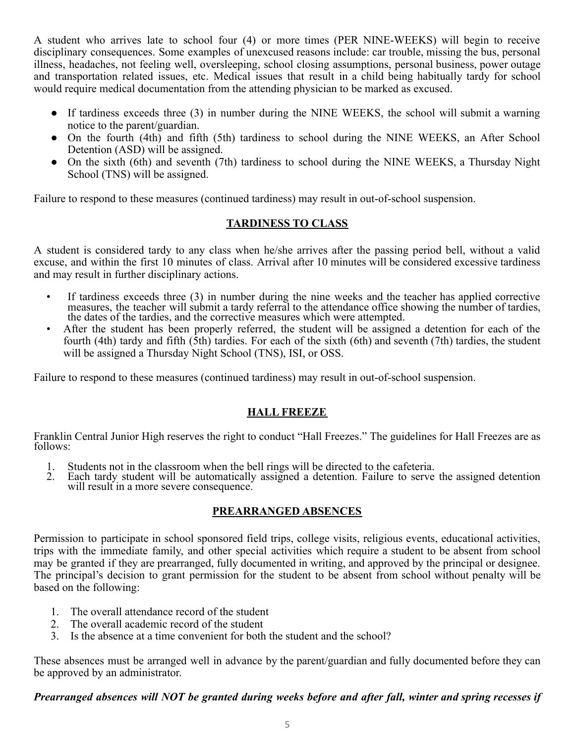A student who arrives late to school four (4) or more times (PER NINE-WEEKS) will begin to receive disciplinary consequences. Some examples of unexcused reasons include: car trouble, missing the bus, personal illness, headaches, not feeling well, oversleeping, school closing assumptions, personal business, power outage and transportation related issues, etc. Medical issues that result in a child being habitually tardy for school would require medical documentation from the attending physician to be marked as excused.

- If tardiness exceeds three (3) in number during the NINE WEEKS, the school will submit a warning notice to the parent/guardian.
- On the fourth (4th) and fifth (5th) tardiness to school during the NINE WEEKS, an After School Detention (ASD) will be assigned.
- On the sixth (6th) and seventh (7th) tardiness to school during the NINE WEEKS, a Thursday Night School (TNS) will be assigned.

Failure to respond to these measures (continued tardiness) may result in out-of-school suspension.

## TARDINESS TO CLASS

A student is considered tardy to any class when he/she arrives after the passing period bell, without a valid excuse, and within the first 10 minutes of class. Arrival after 10 minutes will be considered excessive tardiness and may result in further disciplinary actions.

- If tardiness exceeds three (3) in number during the nine weeks and the teacher has applied corrective measures, the teacher will submit a tardy referral to the attendance office showing the number of tardies, the dates of the tardies, and the corrective measures which were attempted.
- After the student has been properly referred, the student will be assigned a detention for each of the fourth (4th) tardy and fifth (5th) tardies. For each of the sixth (6th) and seventh (7th) tardies, the student will be assigned a Thursday Night School (TNS), ISI, or OSS.

Failure to respond to these measures (continued tardiness) may result in out-of-school suspension.

## HALL FREEZE

Franklin Central Junior High reserves the right to conduct "Hall Freezes." The guidelines for Hall Freezes are as follows:

1. Students not in the classroom when the bell rings will be directed to the cafeteria.
2. Each tardy student will be automatically assigned a detention. Failure to serve the assigned detention will result in a more severe consequence.

## PREARRANGED ABSENCES

Permission to participate in school sponsored field trips, college visits, religious events, educational activities, trips with the immediate family, and other special activities which require a student to be absent from school may be granted if they are prearranged, fully documented in writing, and approved by the principal or designee. The principal's decision to grant permission for the student to be absent from school without penalty will be based on the following:

1. The overall attendance record of the student
2. The overall academic record of the student
3. Is the absence at a time convenient for both the student and the school?

These absences must be arranged well in advance by the parent/guardian and fully documented before they can be approved by an administrator.

***Prearranged absences will NOT be granted during weeks before and after fall, winter and spring recesses if***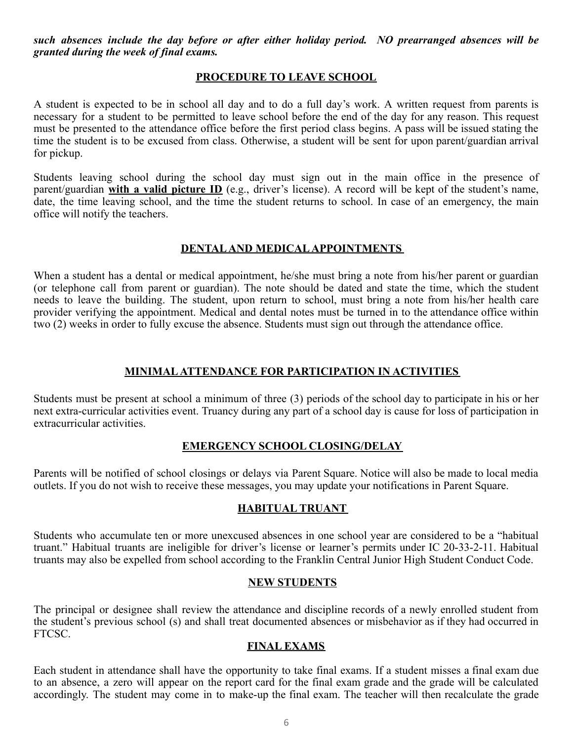***such absences include the day before or after either holiday period. NO prearranged absences will be granted during the week of final exams.***

## PROCEDURE TO LEAVE SCHOOL

A student is expected to be in school all day and to do a full day's work. A written request from parents is necessary for a student to be permitted to leave school before the end of the day for any reason. This request must be presented to the attendance office before the first period class begins. A pass will be issued stating the time the student is to be excused from class. Otherwise, a student will be sent for upon parent/guardian arrival for pickup.

Students leaving school during the school day must sign out in the main office in the presence of parent/guardian **with a valid picture ID** (e.g., driver's license). A record will be kept of the student's name, date, the time leaving school, and the time the student returns to school. In case of an emergency, the main office will notify the teachers.

## DENTAL AND MEDICAL APPOINTMENTS

When a student has a dental or medical appointment, he/she must bring a note from his/her parent or guardian (or telephone call from parent or guardian). The note should be dated and state the time, which the student needs to leave the building. The student, upon return to school, must bring a note from his/her health care provider verifying the appointment. Medical and dental notes must be turned in to the attendance office within two (2) weeks in order to fully excuse the absence. Students must sign out through the attendance office.

## MINIMAL ATTENDANCE FOR PARTICIPATION IN ACTIVITIES

Students must be present at school a minimum of three (3) periods of the school day to participate in his or her next extra-curricular activities event. Truancy during any part of a school day is cause for loss of participation in extracurricular activities.

## EMERGENCY SCHOOL CLOSING/DELAY

Parents will be notified of school closings or delays via Parent Square. Notice will also be made to local media outlets. If you do not wish to receive these messages, you may update your notifications in Parent Square.

## HABITUAL TRUANT

Students who accumulate ten or more unexcused absences in one school year are considered to be a "habitual truant." Habitual truants are ineligible for driver's license or learner's permits under IC 20-33-2-11. Habitual truants may also be expelled from school according to the Franklin Central Junior High Student Conduct Code.

## NEW STUDENTS

The principal or designee shall review the attendance and discipline records of a newly enrolled student from the student's previous school (s) and shall treat documented absences or misbehavior as if they had occurred in FTCSC.

## FINAL EXAMS

Each student in attendance shall have the opportunity to take final exams. If a student misses a final exam due to an absence, a zero will appear on the report card for the final exam grade and the grade will be calculated accordingly. The student may come in to make-up the final exam. The teacher will then recalculate the grade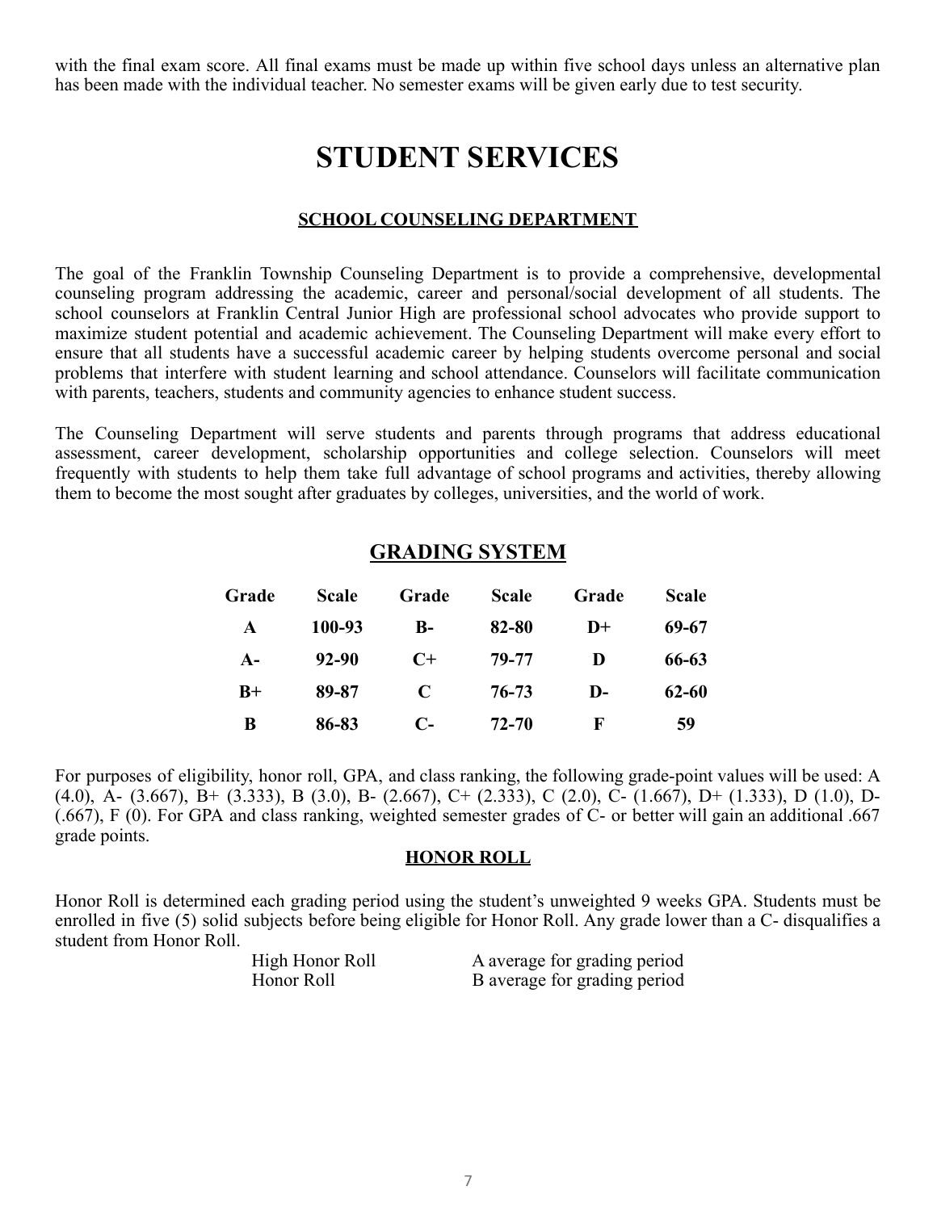with the final exam score. All final exams must be made up within five school days unless an alternative plan has been made with the individual teacher. No semester exams will be given early due to test security.

# STUDENT SERVICES

## SCHOOL COUNSELING DEPARTMENT

The goal of the Franklin Township Counseling Department is to provide a comprehensive, developmental counseling program addressing the academic, career and personal/social development of all students. The school counselors at Franklin Central Junior High are professional school advocates who provide support to maximize student potential and academic achievement. The Counseling Department will make every effort to ensure that all students have a successful academic career by helping students overcome personal and social problems that interfere with student learning and school attendance. Counselors will facilitate communication with parents, teachers, students and community agencies to enhance student success.

The Counseling Department will serve students and parents through programs that address educational assessment, career development, scholarship opportunities and college selection. Counselors will meet frequently with students to help them take full advantage of school programs and activities, thereby allowing them to become the most sought after graduates by colleges, universities, and the world of work.

## GRADING SYSTEM

| Grade | Scale | Grade | Scale | Grade | Scale |
|---|---|---|---|---|---|
| A | 100-93 | B- | 82-80 | D+ | 69-67 |
| A- | 92-90 | C+ | 79-77 | D | 66-63 |
| B+ | 89-87 | C | 76-73 | D- | 62-60 |
| B | 86-83 | C- | 72-70 | F | 59 |

For purposes of eligibility, honor roll, GPA, and class ranking, the following grade-point values will be used: A (4.0), A- (3.667), B+ (3.333), B (3.0), B- (2.667), C+ (2.333), C (2.0), C- (1.667), D+ (1.333), D (1.0), D- (.667), F (0). For GPA and class ranking, weighted semester grades of C- or better will gain an additional .667 grade points.

## HONOR ROLL

Honor Roll is determined each grading period using the student's unweighted 9 weeks GPA. Students must be enrolled in five (5) solid subjects before being eligible for Honor Roll. Any grade lower than a C- disqualifies a student from Honor Roll.

| | |
|---|---|
| High Honor Roll | A average for grading period |
| Honor Roll | B average for grading period |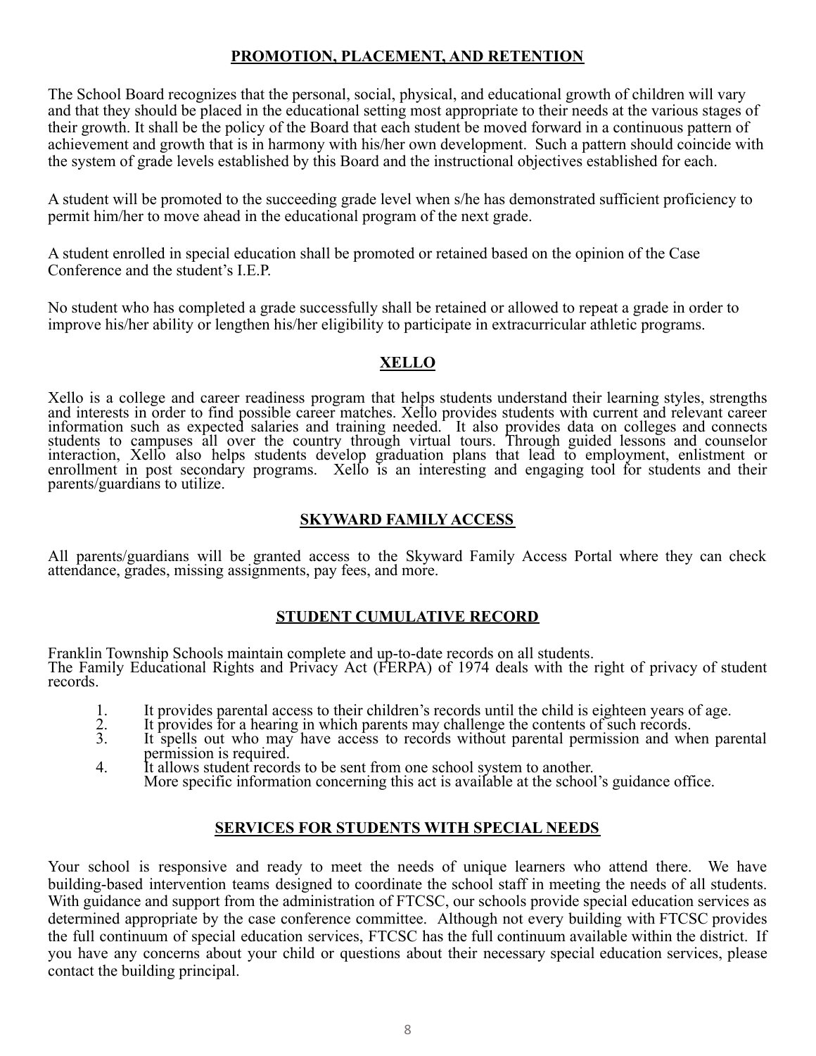## PROMOTION, PLACEMENT, AND RETENTION

The School Board recognizes that the personal, social, physical, and educational growth of children will vary and that they should be placed in the educational setting most appropriate to their needs at the various stages of their growth. It shall be the policy of the Board that each student be moved forward in a continuous pattern of achievement and growth that is in harmony with his/her own development. Such a pattern should coincide with the system of grade levels established by this Board and the instructional objectives established for each.

A student will be promoted to the succeeding grade level when s/he has demonstrated sufficient proficiency to permit him/her to move ahead in the educational program of the next grade.

A student enrolled in special education shall be promoted or retained based on the opinion of the Case Conference and the student's I.E.P.

No student who has completed a grade successfully shall be retained or allowed to repeat a grade in order to improve his/her ability or lengthen his/her eligibility to participate in extracurricular athletic programs.

## XELLO

Xello is a college and career readiness program that helps students understand their learning styles, strengths and interests in order to find possible career matches. Xello provides students with current and relevant career information such as expected salaries and training needed. It also provides data on colleges and connects students to campuses all over the country through virtual tours. Through guided lessons and counselor interaction, Xello also helps students develop graduation plans that lead to employment, enlistment or enrollment in post secondary programs. Xello is an interesting and engaging tool for students and their parents/guardians to utilize.

## SKYWARD FAMILY ACCESS

All parents/guardians will be granted access to the Skyward Family Access Portal where they can check attendance, grades, missing assignments, pay fees, and more.

## STUDENT CUMULATIVE RECORD

Franklin Township Schools maintain complete and up-to-date records on all students.
The Family Educational Rights and Privacy Act (FERPA) of 1974 deals with the right of privacy of student records.

1. It provides parental access to their children's records until the child is eighteen years of age.
2. It provides for a hearing in which parents may challenge the contents of such records.
3. It spells out who may have access to records without parental permission and when parental permission is required.
4. It allows student records to be sent from one school system to another.
   More specific information concerning this act is available at the school's guidance office.

## SERVICES FOR STUDENTS WITH SPECIAL NEEDS

Your school is responsive and ready to meet the needs of unique learners who attend there. We have building-based intervention teams designed to coordinate the school staff in meeting the needs of all students. With guidance and support from the administration of FTCSC, our schools provide special education services as determined appropriate by the case conference committee. Although not every building with FTCSC provides the full continuum of special education services, FTCSC has the full continuum available within the district. If you have any concerns about your child or questions about their necessary special education services, please contact the building principal.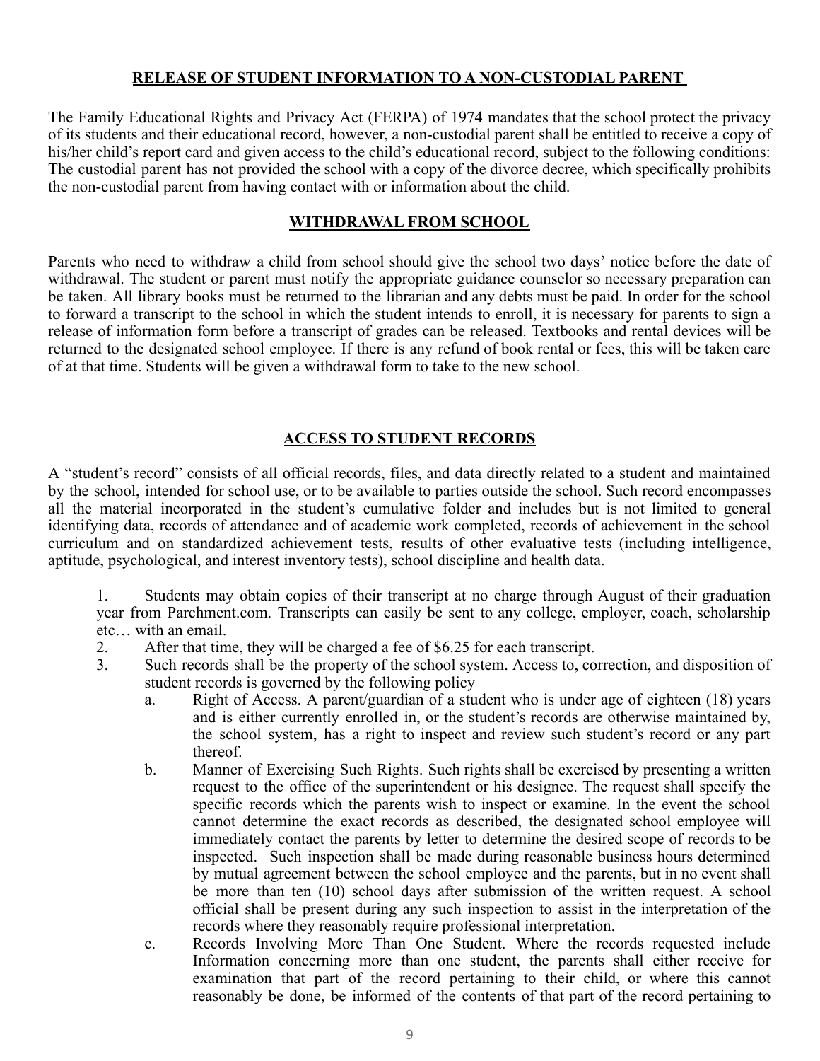## RELEASE OF STUDENT INFORMATION TO A NON-CUSTODIAL PARENT

The Family Educational Rights and Privacy Act (FERPA) of 1974 mandates that the school protect the privacy of its students and their educational record, however, a non-custodial parent shall be entitled to receive a copy of his/her child's report card and given access to the child's educational record, subject to the following conditions: The custodial parent has not provided the school with a copy of the divorce decree, which specifically prohibits the non-custodial parent from having contact with or information about the child.

## WITHDRAWAL FROM SCHOOL

Parents who need to withdraw a child from school should give the school two days' notice before the date of withdrawal. The student or parent must notify the appropriate guidance counselor so necessary preparation can be taken. All library books must be returned to the librarian and any debts must be paid. In order for the school to forward a transcript to the school in which the student intends to enroll, it is necessary for parents to sign a release of information form before a transcript of grades can be released. Textbooks and rental devices will be returned to the designated school employee. If there is any refund of book rental or fees, this will be taken care of at that time. Students will be given a withdrawal form to take to the new school.

## ACCESS TO STUDENT RECORDS

A "student's record" consists of all official records, files, and data directly related to a student and maintained by the school, intended for school use, or to be available to parties outside the school. Such record encompasses all the material incorporated in the student's cumulative folder and includes but is not limited to general identifying data, records of attendance and of academic work completed, records of achievement in the school curriculum and on standardized achievement tests, results of other evaluative tests (including intelligence, aptitude, psychological, and interest inventory tests), school discipline and health data.

1. Students may obtain copies of their transcript at no charge through August of their graduation year from Parchment.com. Transcripts can easily be sent to any college, employer, coach, scholarship etc… with an email.
2. After that time, they will be charged a fee of $6.25 for each transcript.
3. Such records shall be the property of the school system. Access to, correction, and disposition of student records is governed by the following policy
   a. Right of Access. A parent/guardian of a student who is under age of eighteen (18) years and is either currently enrolled in, or the student's records are otherwise maintained by, the school system, has a right to inspect and review such student's record or any part thereof.
   b. Manner of Exercising Such Rights. Such rights shall be exercised by presenting a written request to the office of the superintendent or his designee. The request shall specify the specific records which the parents wish to inspect or examine. In the event the school cannot determine the exact records as described, the designated school employee will immediately contact the parents by letter to determine the desired scope of records to be inspected. Such inspection shall be made during reasonable business hours determined by mutual agreement between the school employee and the parents, but in no event shall be more than ten (10) school days after submission of the written request. A school official shall be present during any such inspection to assist in the interpretation of the records where they reasonably require professional interpretation.
   c. Records Involving More Than One Student. Where the records requested include Information concerning more than one student, the parents shall either receive for examination that part of the record pertaining to their child, or where this cannot reasonably be done, be informed of the contents of that part of the record pertaining to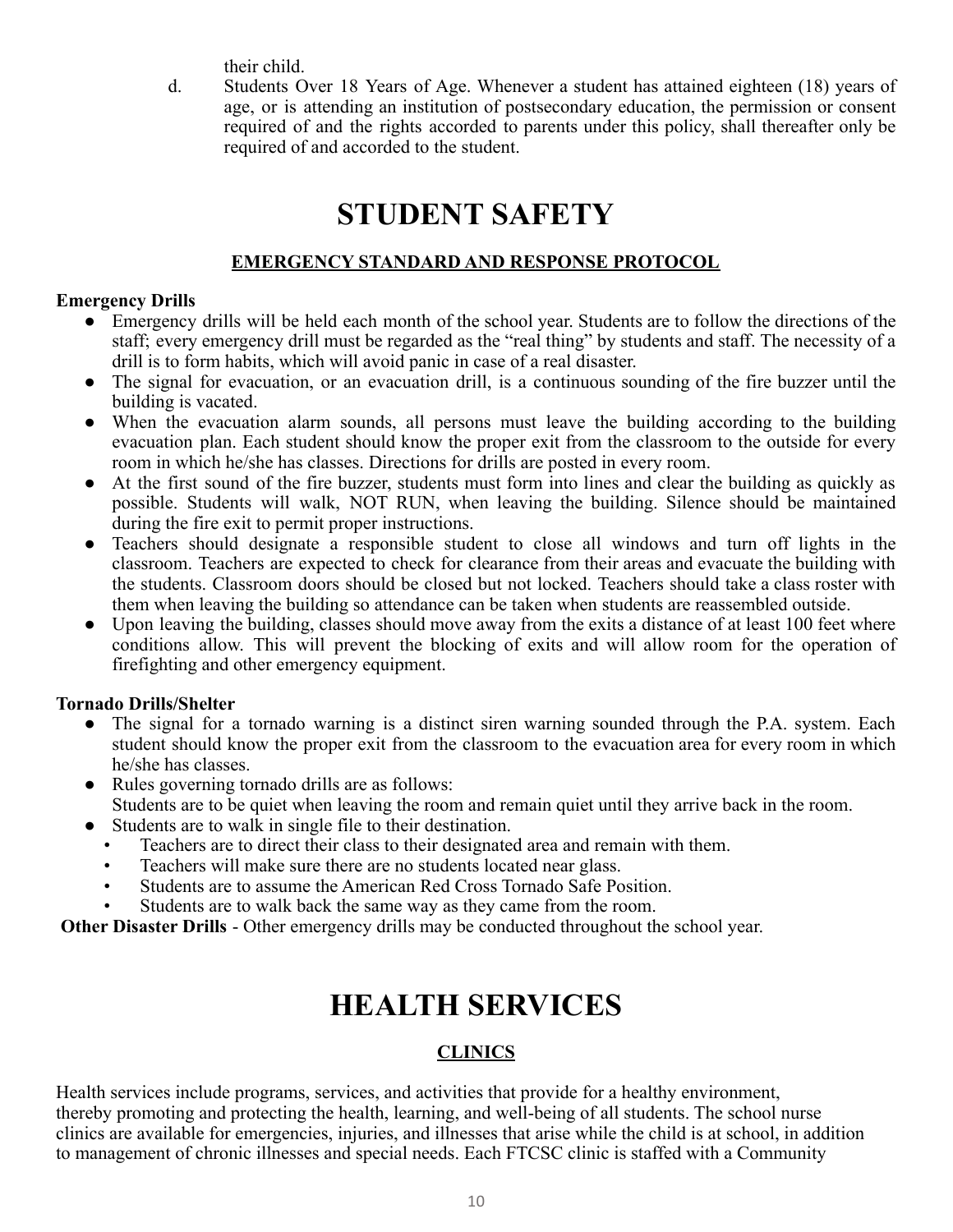their child.

d. Students Over 18 Years of Age. Whenever a student has attained eighteen (18) years of age, or is attending an institution of postsecondary education, the permission or consent required of and the rights accorded to parents under this policy, shall thereafter only be required of and accorded to the student.

# STUDENT SAFETY

## EMERGENCY STANDARD AND RESPONSE PROTOCOL

**Emergency Drills**

- Emergency drills will be held each month of the school year. Students are to follow the directions of the staff; every emergency drill must be regarded as the "real thing" by students and staff. The necessity of a drill is to form habits, which will avoid panic in case of a real disaster.
- The signal for evacuation, or an evacuation drill, is a continuous sounding of the fire buzzer until the building is vacated.
- When the evacuation alarm sounds, all persons must leave the building according to the building evacuation plan. Each student should know the proper exit from the classroom to the outside for every room in which he/she has classes. Directions for drills are posted in every room.
- At the first sound of the fire buzzer, students must form into lines and clear the building as quickly as possible. Students will walk, NOT RUN, when leaving the building. Silence should be maintained during the fire exit to permit proper instructions.
- Teachers should designate a responsible student to close all windows and turn off lights in the classroom. Teachers are expected to check for clearance from their areas and evacuate the building with the students. Classroom doors should be closed but not locked. Teachers should take a class roster with them when leaving the building so attendance can be taken when students are reassembled outside.
- Upon leaving the building, classes should move away from the exits a distance of at least 100 feet where conditions allow. This will prevent the blocking of exits and will allow room for the operation of firefighting and other emergency equipment.

**Tornado Drills/Shelter**

- The signal for a tornado warning is a distinct siren warning sounded through the P.A. system. Each student should know the proper exit from the classroom to the evacuation area for every room in which he/she has classes.
- Rules governing tornado drills are as follows:
  Students are to be quiet when leaving the room and remain quiet until they arrive back in the room.
- Students are to walk in single file to their destination.
  - Teachers are to direct their class to their designated area and remain with them.
  - Teachers will make sure there are no students located near glass.
  - Students are to assume the American Red Cross Tornado Safe Position.
  - Students are to walk back the same way as they came from the room.

**Other Disaster Drills** - Other emergency drills may be conducted throughout the school year.

# HEALTH SERVICES

## CLINICS

Health services include programs, services, and activities that provide for a healthy environment, thereby promoting and protecting the health, learning, and well-being of all students. The school nurse clinics are available for emergencies, injuries, and illnesses that arise while the child is at school, in addition to management of chronic illnesses and special needs. Each FTCSC clinic is staffed with a Community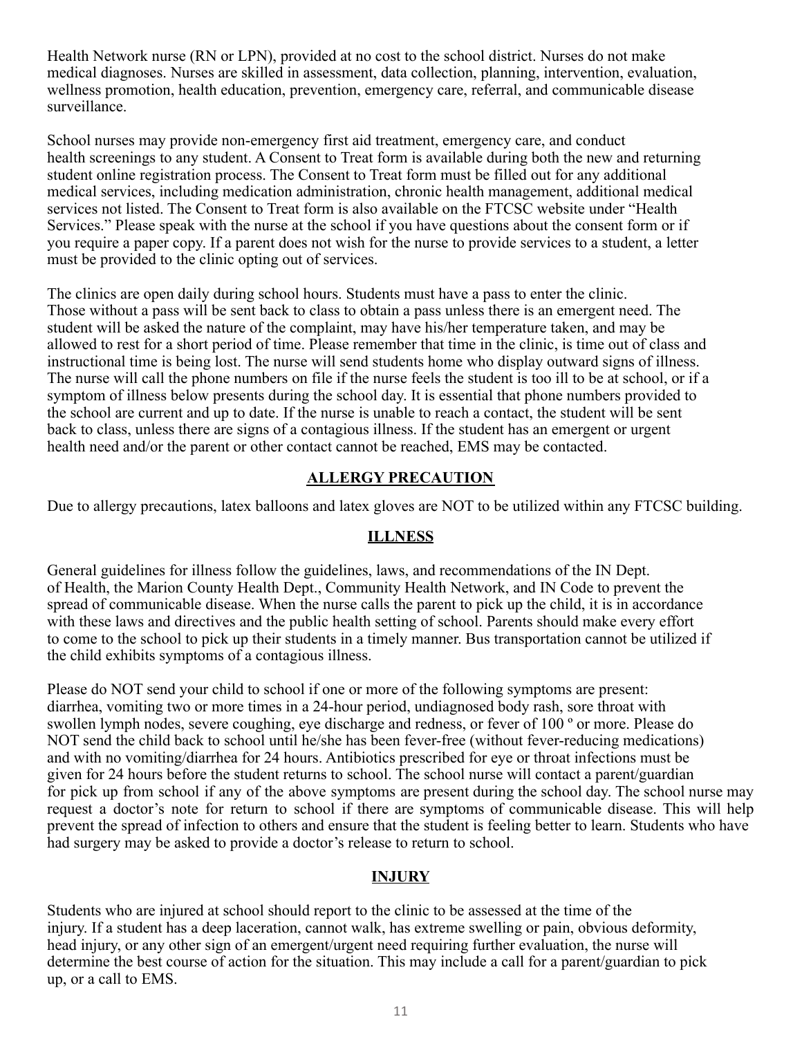Health Network nurse (RN or LPN), provided at no cost to the school district. Nurses do not make medical diagnoses. Nurses are skilled in assessment, data collection, planning, intervention, evaluation, wellness promotion, health education, prevention, emergency care, referral, and communicable disease surveillance.

School nurses may provide non-emergency first aid treatment, emergency care, and conduct health screenings to any student. A Consent to Treat form is available during both the new and returning student online registration process. The Consent to Treat form must be filled out for any additional medical services, including medication administration, chronic health management, additional medical services not listed. The Consent to Treat form is also available on the FTCSC website under "Health Services." Please speak with the nurse at the school if you have questions about the consent form or if you require a paper copy. If a parent does not wish for the nurse to provide services to a student, a letter must be provided to the clinic opting out of services.

The clinics are open daily during school hours. Students must have a pass to enter the clinic. Those without a pass will be sent back to class to obtain a pass unless there is an emergent need. The student will be asked the nature of the complaint, may have his/her temperature taken, and may be allowed to rest for a short period of time. Please remember that time in the clinic, is time out of class and instructional time is being lost. The nurse will send students home who display outward signs of illness. The nurse will call the phone numbers on file if the nurse feels the student is too ill to be at school, or if a symptom of illness below presents during the school day. It is essential that phone numbers provided to the school are current and up to date. If the nurse is unable to reach a contact, the student will be sent back to class, unless there are signs of a contagious illness. If the student has an emergent or urgent health need and/or the parent or other contact cannot be reached, EMS may be contacted.

## ALLERGY PRECAUTION

Due to allergy precautions, latex balloons and latex gloves are NOT to be utilized within any FTCSC building.

## ILLNESS

General guidelines for illness follow the guidelines, laws, and recommendations of the IN Dept. of Health, the Marion County Health Dept., Community Health Network, and IN Code to prevent the spread of communicable disease. When the nurse calls the parent to pick up the child, it is in accordance with these laws and directives and the public health setting of school. Parents should make every effort to come to the school to pick up their students in a timely manner. Bus transportation cannot be utilized if the child exhibits symptoms of a contagious illness.

Please do NOT send your child to school if one or more of the following symptoms are present: diarrhea, vomiting two or more times in a 24-hour period, undiagnosed body rash, sore throat with swollen lymph nodes, severe coughing, eye discharge and redness, or fever of 100 º or more. Please do NOT send the child back to school until he/she has been fever-free (without fever-reducing medications) and with no vomiting/diarrhea for 24 hours. Antibiotics prescribed for eye or throat infections must be given for 24 hours before the student returns to school. The school nurse will contact a parent/guardian for pick up from school if any of the above symptoms are present during the school day. The school nurse may request a doctor's note for return to school if there are symptoms of communicable disease. This will help prevent the spread of infection to others and ensure that the student is feeling better to learn. Students who have had surgery may be asked to provide a doctor's release to return to school.

## INJURY

Students who are injured at school should report to the clinic to be assessed at the time of the injury. If a student has a deep laceration, cannot walk, has extreme swelling or pain, obvious deformity, head injury, or any other sign of an emergent/urgent need requiring further evaluation, the nurse will determine the best course of action for the situation. This may include a call for a parent/guardian to pick up, or a call to EMS.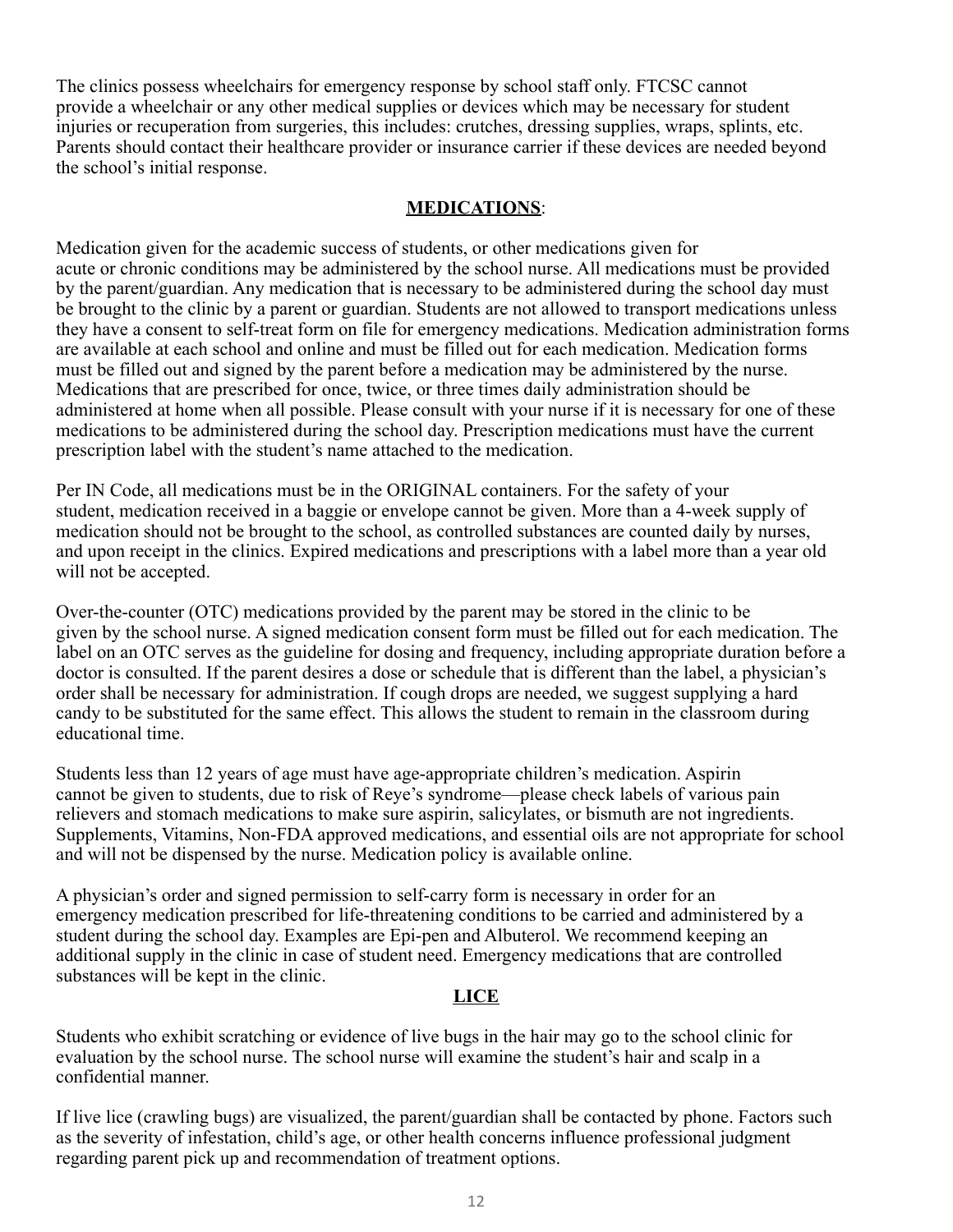The clinics possess wheelchairs for emergency response by school staff only. FTCSC cannot provide a wheelchair or any other medical supplies or devices which may be necessary for student injuries or recuperation from surgeries, this includes: crutches, dressing supplies, wraps, splints, etc. Parents should contact their healthcare provider or insurance carrier if these devices are needed beyond the school's initial response.

## **MEDICATIONS**:

Medication given for the academic success of students, or other medications given for acute or chronic conditions may be administered by the school nurse. All medications must be provided by the parent/guardian. Any medication that is necessary to be administered during the school day must be brought to the clinic by a parent or guardian. Students are not allowed to transport medications unless they have a consent to self-treat form on file for emergency medications. Medication administration forms are available at each school and online and must be filled out for each medication. Medication forms must be filled out and signed by the parent before a medication may be administered by the nurse. Medications that are prescribed for once, twice, or three times daily administration should be administered at home when all possible. Please consult with your nurse if it is necessary for one of these medications to be administered during the school day. Prescription medications must have the current prescription label with the student's name attached to the medication.

Per IN Code, all medications must be in the ORIGINAL containers. For the safety of your student, medication received in a baggie or envelope cannot be given. More than a 4-week supply of medication should not be brought to the school, as controlled substances are counted daily by nurses, and upon receipt in the clinics. Expired medications and prescriptions with a label more than a year old will not be accepted.

Over-the-counter (OTC) medications provided by the parent may be stored in the clinic to be given by the school nurse. A signed medication consent form must be filled out for each medication. The label on an OTC serves as the guideline for dosing and frequency, including appropriate duration before a doctor is consulted. If the parent desires a dose or schedule that is different than the label, a physician's order shall be necessary for administration. If cough drops are needed, we suggest supplying a hard candy to be substituted for the same effect. This allows the student to remain in the classroom during educational time.

Students less than 12 years of age must have age-appropriate children's medication. Aspirin cannot be given to students, due to risk of Reye's syndrome—please check labels of various pain relievers and stomach medications to make sure aspirin, salicylates, or bismuth are not ingredients. Supplements, Vitamins, Non-FDA approved medications, and essential oils are not appropriate for school and will not be dispensed by the nurse. Medication policy is available online.

A physician's order and signed permission to self-carry form is necessary in order for an emergency medication prescribed for life-threatening conditions to be carried and administered by a student during the school day. Examples are Epi-pen and Albuterol. We recommend keeping an additional supply in the clinic in case of student need. Emergency medications that are controlled substances will be kept in the clinic.

## **LICE**

Students who exhibit scratching or evidence of live bugs in the hair may go to the school clinic for evaluation by the school nurse. The school nurse will examine the student's hair and scalp in a confidential manner.

If live lice (crawling bugs) are visualized, the parent/guardian shall be contacted by phone. Factors such as the severity of infestation, child's age, or other health concerns influence professional judgment regarding parent pick up and recommendation of treatment options.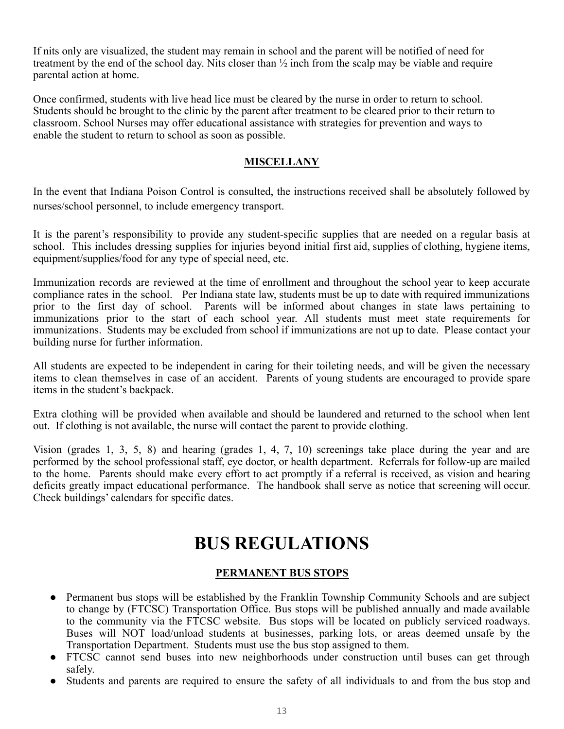If nits only are visualized, the student may remain in school and the parent will be notified of need for treatment by the end of the school day. Nits closer than ½ inch from the scalp may be viable and require parental action at home.

Once confirmed, students with live head lice must be cleared by the nurse in order to return to school. Students should be brought to the clinic by the parent after treatment to be cleared prior to their return to classroom. School Nurses may offer educational assistance with strategies for prevention and ways to enable the student to return to school as soon as possible.

### MISCELLANY

In the event that Indiana Poison Control is consulted, the instructions received shall be absolutely followed by nurses/school personnel, to include emergency transport.

It is the parent's responsibility to provide any student-specific supplies that are needed on a regular basis at school. This includes dressing supplies for injuries beyond initial first aid, supplies of clothing, hygiene items, equipment/supplies/food for any type of special need, etc.

Immunization records are reviewed at the time of enrollment and throughout the school year to keep accurate compliance rates in the school. Per Indiana state law, students must be up to date with required immunizations prior to the first day of school. Parents will be informed about changes in state laws pertaining to immunizations prior to the start of each school year. All students must meet state requirements for immunizations. Students may be excluded from school if immunizations are not up to date. Please contact your building nurse for further information.

All students are expected to be independent in caring for their toileting needs, and will be given the necessary items to clean themselves in case of an accident. Parents of young students are encouraged to provide spare items in the student's backpack.

Extra clothing will be provided when available and should be laundered and returned to the school when lent out. If clothing is not available, the nurse will contact the parent to provide clothing.

Vision (grades 1, 3, 5, 8) and hearing (grades 1, 4, 7, 10) screenings take place during the year and are performed by the school professional staff, eye doctor, or health department. Referrals for follow-up are mailed to the home. Parents should make every effort to act promptly if a referral is received, as vision and hearing deficits greatly impact educational performance. The handbook shall serve as notice that screening will occur. Check buildings' calendars for specific dates.

# BUS REGULATIONS

### PERMANENT BUS STOPS

- Permanent bus stops will be established by the Franklin Township Community Schools and are subject to change by (FTCSC) Transportation Office. Bus stops will be published annually and made available to the community via the FTCSC website. Bus stops will be located on publicly serviced roadways. Buses will NOT load/unload students at businesses, parking lots, or areas deemed unsafe by the Transportation Department. Students must use the bus stop assigned to them.
- FTCSC cannot send buses into new neighborhoods under construction until buses can get through safely.
- Students and parents are required to ensure the safety of all individuals to and from the bus stop and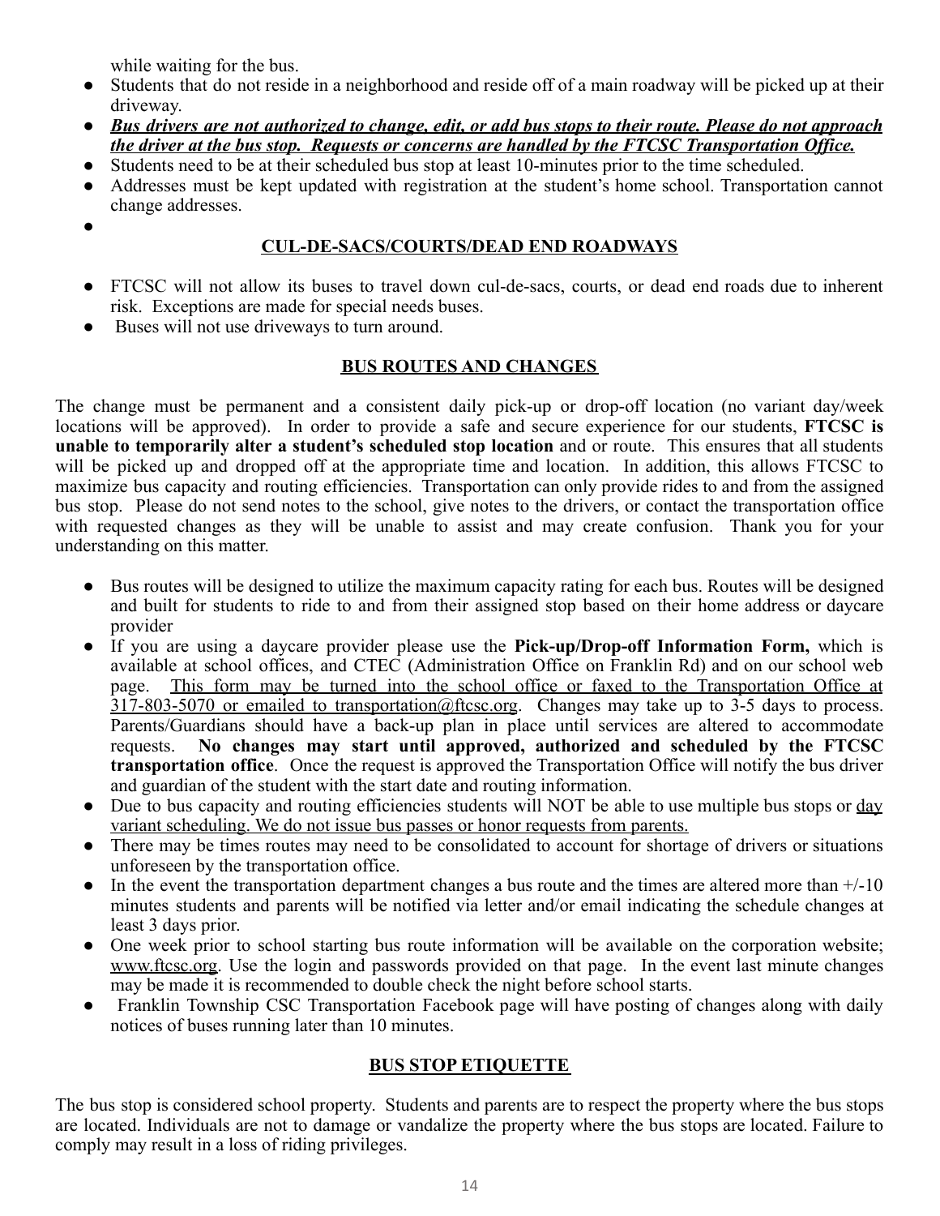while waiting for the bus.

- Students that do not reside in a neighborhood and reside off of a main roadway will be picked up at their driveway.
- ***Bus drivers are not authorized to change, edit, or add bus stops to their route. Please do not approach the driver at the bus stop. Requests or concerns are handled by the FTCSC Transportation Office.***
- Students need to be at their scheduled bus stop at least 10-minutes prior to the time scheduled.
- Addresses must be kept updated with registration at the student's home school. Transportation cannot change addresses.

## CUL-DE-SACS/COURTS/DEAD END ROADWAYS

- FTCSC will not allow its buses to travel down cul-de-sacs, courts, or dead end roads due to inherent risk. Exceptions are made for special needs buses.
- Buses will not use driveways to turn around.

## BUS ROUTES AND CHANGES

The change must be permanent and a consistent daily pick-up or drop-off location (no variant day/week locations will be approved). In order to provide a safe and secure experience for our students, **FTCSC is unable to temporarily alter a student's scheduled stop location** and or route. This ensures that all students will be picked up and dropped off at the appropriate time and location. In addition, this allows FTCSC to maximize bus capacity and routing efficiencies. Transportation can only provide rides to and from the assigned bus stop. Please do not send notes to the school, give notes to the drivers, or contact the transportation office with requested changes as they will be unable to assist and may create confusion. Thank you for your understanding on this matter.

- Bus routes will be designed to utilize the maximum capacity rating for each bus. Routes will be designed and built for students to ride to and from their assigned stop based on their home address or daycare provider
- If you are using a daycare provider please use the **Pick-up/Drop-off Information Form,** which is available at school offices, and CTEC (Administration Office on Franklin Rd) and on our school web page. This form may be turned into the school office or faxed to the Transportation Office at 317-803-5070 or emailed to transportation@ftcsc.org. Changes may take up to 3-5 days to process. Parents/Guardians should have a back-up plan in place until services are altered to accommodate requests. **No changes may start until approved, authorized and scheduled by the FTCSC transportation office**. Once the request is approved the Transportation Office will notify the bus driver and guardian of the student with the start date and routing information.
- Due to bus capacity and routing efficiencies students will NOT be able to use multiple bus stops or day variant scheduling. We do not issue bus passes or honor requests from parents.
- There may be times routes may need to be consolidated to account for shortage of drivers or situations unforeseen by the transportation office.
- In the event the transportation department changes a bus route and the times are altered more than +/-10 minutes students and parents will be notified via letter and/or email indicating the schedule changes at least 3 days prior.
- One week prior to school starting bus route information will be available on the corporation website; www.ftcsc.org. Use the login and passwords provided on that page. In the event last minute changes may be made it is recommended to double check the night before school starts.
- Franklin Township CSC Transportation Facebook page will have posting of changes along with daily notices of buses running later than 10 minutes.

## BUS STOP ETIQUETTE

The bus stop is considered school property. Students and parents are to respect the property where the bus stops are located. Individuals are not to damage or vandalize the property where the bus stops are located. Failure to comply may result in a loss of riding privileges.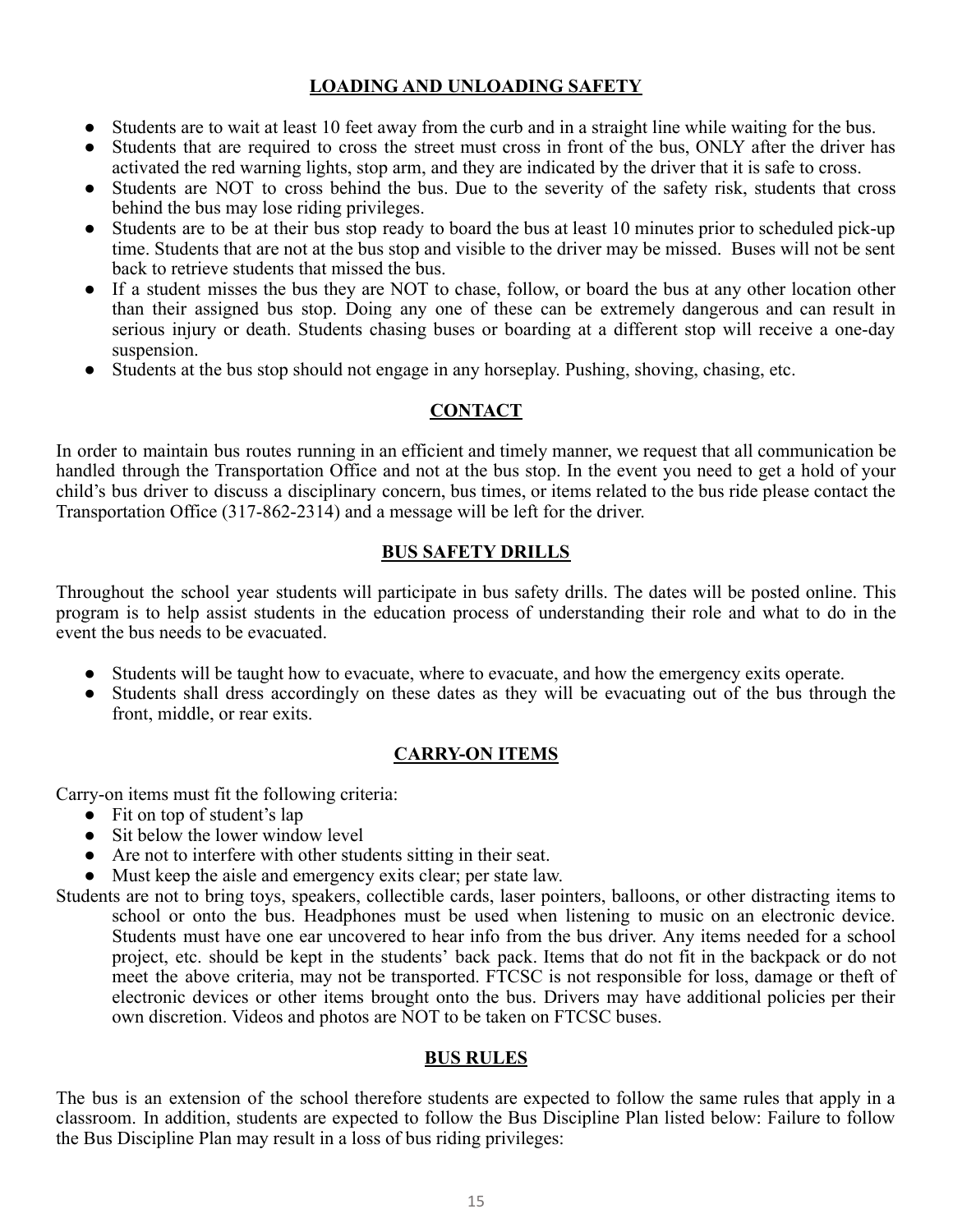## LOADING AND UNLOADING SAFETY

- Students are to wait at least 10 feet away from the curb and in a straight line while waiting for the bus.
- Students that are required to cross the street must cross in front of the bus, ONLY after the driver has activated the red warning lights, stop arm, and they are indicated by the driver that it is safe to cross.
- Students are NOT to cross behind the bus. Due to the severity of the safety risk, students that cross behind the bus may lose riding privileges.
- Students are to be at their bus stop ready to board the bus at least 10 minutes prior to scheduled pick-up time. Students that are not at the bus stop and visible to the driver may be missed. Buses will not be sent back to retrieve students that missed the bus.
- If a student misses the bus they are NOT to chase, follow, or board the bus at any other location other than their assigned bus stop. Doing any one of these can be extremely dangerous and can result in serious injury or death. Students chasing buses or boarding at a different stop will receive a one-day suspension.
- Students at the bus stop should not engage in any horseplay. Pushing, shoving, chasing, etc.

## CONTACT

In order to maintain bus routes running in an efficient and timely manner, we request that all communication be handled through the Transportation Office and not at the bus stop. In the event you need to get a hold of your child's bus driver to discuss a disciplinary concern, bus times, or items related to the bus ride please contact the Transportation Office (317-862-2314) and a message will be left for the driver.

## BUS SAFETY DRILLS

Throughout the school year students will participate in bus safety drills. The dates will be posted online. This program is to help assist students in the education process of understanding their role and what to do in the event the bus needs to be evacuated.

- Students will be taught how to evacuate, where to evacuate, and how the emergency exits operate.
- Students shall dress accordingly on these dates as they will be evacuating out of the bus through the front, middle, or rear exits.

## CARRY-ON ITEMS

Carry-on items must fit the following criteria:

- Fit on top of student's lap
- Sit below the lower window level
- Are not to interfere with other students sitting in their seat.
- Must keep the aisle and emergency exits clear; per state law.

Students are not to bring toys, speakers, collectible cards, laser pointers, balloons, or other distracting items to school or onto the bus. Headphones must be used when listening to music on an electronic device. Students must have one ear uncovered to hear info from the bus driver. Any items needed for a school project, etc. should be kept in the students' back pack. Items that do not fit in the backpack or do not meet the above criteria, may not be transported. FTCSC is not responsible for loss, damage or theft of electronic devices or other items brought onto the bus. Drivers may have additional policies per their own discretion. Videos and photos are NOT to be taken on FTCSC buses.

## BUS RULES

The bus is an extension of the school therefore students are expected to follow the same rules that apply in a classroom. In addition, students are expected to follow the Bus Discipline Plan listed below: Failure to follow the Bus Discipline Plan may result in a loss of bus riding privileges: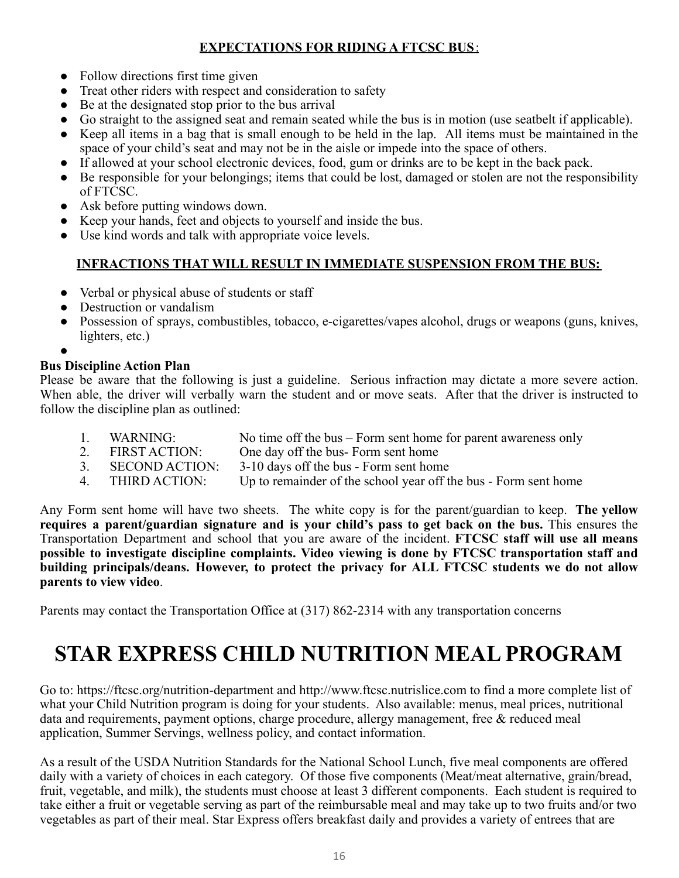**EXPECTATIONS FOR RIDING A FTCSC BUS**:

- Follow directions first time given
- Treat other riders with respect and consideration to safety
- Be at the designated stop prior to the bus arrival
- Go straight to the assigned seat and remain seated while the bus is in motion (use seatbelt if applicable).
- Keep all items in a bag that is small enough to be held in the lap. All items must be maintained in the space of your child's seat and may not be in the aisle or impede into the space of others.
- If allowed at your school electronic devices, food, gum or drinks are to be kept in the back pack.
- Be responsible for your belongings; items that could be lost, damaged or stolen are not the responsibility of FTCSC.
- Ask before putting windows down.
- Keep your hands, feet and objects to yourself and inside the bus.
- Use kind words and talk with appropriate voice levels.

**INFRACTIONS THAT WILL RESULT IN IMMEDIATE SUSPENSION FROM THE BUS:**

- Verbal or physical abuse of students or staff
- Destruction or vandalism
- Possession of sprays, combustibles, tobacco, e-cigarettes/vapes alcohol, drugs or weapons (guns, knives, lighters, etc.)

**Bus Discipline Action Plan**

Please be aware that the following is just a guideline. Serious infraction may dictate a more severe action. When able, the driver will verbally warn the student and or move seats. After that the driver is instructed to follow the discipline plan as outlined:

1. WARNING: No time off the bus – Form sent home for parent awareness only
2. FIRST ACTION: One day off the bus- Form sent home
3. SECOND ACTION: 3-10 days off the bus - Form sent home
4. THIRD ACTION: Up to remainder of the school year off the bus - Form sent home

Any Form sent home will have two sheets. The white copy is for the parent/guardian to keep. **The yellow requires a parent/guardian signature and is your child's pass to get back on the bus.** This ensures the Transportation Department and school that you are aware of the incident. **FTCSC staff will use all means possible to investigate discipline complaints. Video viewing is done by FTCSC transportation staff and building principals/deans. However, to protect the privacy for ALL FTCSC students we do not allow parents to view video**.

Parents may contact the Transportation Office at (317) 862-2314 with any transportation concerns

# STAR EXPRESS CHILD NUTRITION MEAL PROGRAM

Go to: https://ftcsc.org/nutrition-department and http://www.ftcsc.nutrislice.com to find a more complete list of what your Child Nutrition program is doing for your students. Also available: menus, meal prices, nutritional data and requirements, payment options, charge procedure, allergy management, free & reduced meal application, Summer Servings, wellness policy, and contact information.

As a result of the USDA Nutrition Standards for the National School Lunch, five meal components are offered daily with a variety of choices in each category. Of those five components (Meat/meat alternative, grain/bread, fruit, vegetable, and milk), the students must choose at least 3 different components. Each student is required to take either a fruit or vegetable serving as part of the reimbursable meal and may take up to two fruits and/or two vegetables as part of their meal. Star Express offers breakfast daily and provides a variety of entrees that are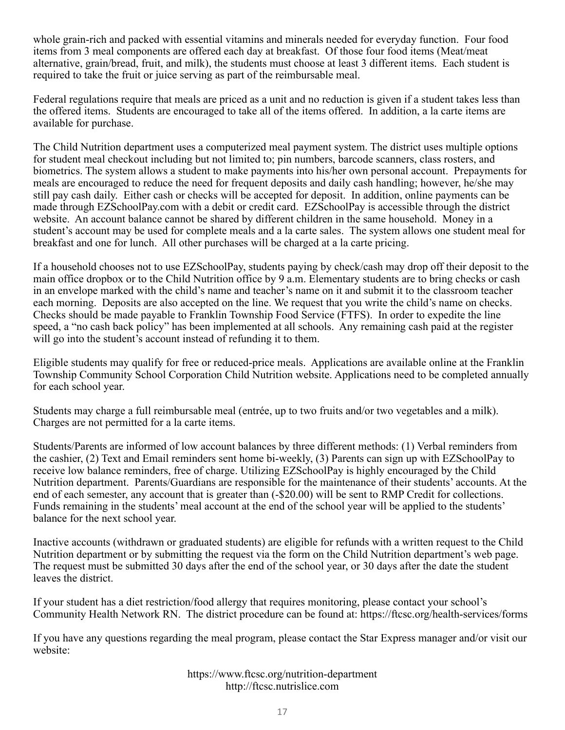whole grain-rich and packed with essential vitamins and minerals needed for everyday function. Four food items from 3 meal components are offered each day at breakfast. Of those four food items (Meat/meat alternative, grain/bread, fruit, and milk), the students must choose at least 3 different items. Each student is required to take the fruit or juice serving as part of the reimbursable meal.

Federal regulations require that meals are priced as a unit and no reduction is given if a student takes less than the offered items. Students are encouraged to take all of the items offered. In addition, a la carte items are available for purchase.

The Child Nutrition department uses a computerized meal payment system. The district uses multiple options for student meal checkout including but not limited to; pin numbers, barcode scanners, class rosters, and biometrics. The system allows a student to make payments into his/her own personal account. Prepayments for meals are encouraged to reduce the need for frequent deposits and daily cash handling; however, he/she may still pay cash daily. Either cash or checks will be accepted for deposit. In addition, online payments can be made through EZSchoolPay.com with a debit or credit card. EZSchoolPay is accessible through the district website. An account balance cannot be shared by different children in the same household. Money in a student's account may be used for complete meals and a la carte sales. The system allows one student meal for breakfast and one for lunch. All other purchases will be charged at a la carte pricing.

If a household chooses not to use EZSchoolPay, students paying by check/cash may drop off their deposit to the main office dropbox or to the Child Nutrition office by 9 a.m. Elementary students are to bring checks or cash in an envelope marked with the child's name and teacher's name on it and submit it to the classroom teacher each morning. Deposits are also accepted on the line. We request that you write the child's name on checks. Checks should be made payable to Franklin Township Food Service (FTFS). In order to expedite the line speed, a "no cash back policy" has been implemented at all schools. Any remaining cash paid at the register will go into the student's account instead of refunding it to them.

Eligible students may qualify for free or reduced-price meals. Applications are available online at the Franklin Township Community School Corporation Child Nutrition website. Applications need to be completed annually for each school year.

Students may charge a full reimbursable meal (entrée, up to two fruits and/or two vegetables and a milk). Charges are not permitted for a la carte items.

Students/Parents are informed of low account balances by three different methods: (1) Verbal reminders from the cashier, (2) Text and Email reminders sent home bi-weekly, (3) Parents can sign up with EZSchoolPay to receive low balance reminders, free of charge. Utilizing EZSchoolPay is highly encouraged by the Child Nutrition department. Parents/Guardians are responsible for the maintenance of their students' accounts. At the end of each semester, any account that is greater than (-$20.00) will be sent to RMP Credit for collections. Funds remaining in the students' meal account at the end of the school year will be applied to the students' balance for the next school year.

Inactive accounts (withdrawn or graduated students) are eligible for refunds with a written request to the Child Nutrition department or by submitting the request via the form on the Child Nutrition department's web page. The request must be submitted 30 days after the end of the school year, or 30 days after the date the student leaves the district.

If your student has a diet restriction/food allergy that requires monitoring, please contact your school's Community Health Network RN. The district procedure can be found at: https://ftcsc.org/health-services/forms

If you have any questions regarding the meal program, please contact the Star Express manager and/or visit our website:

https://www.ftcsc.org/nutrition-department
http://ftcsc.nutrislice.com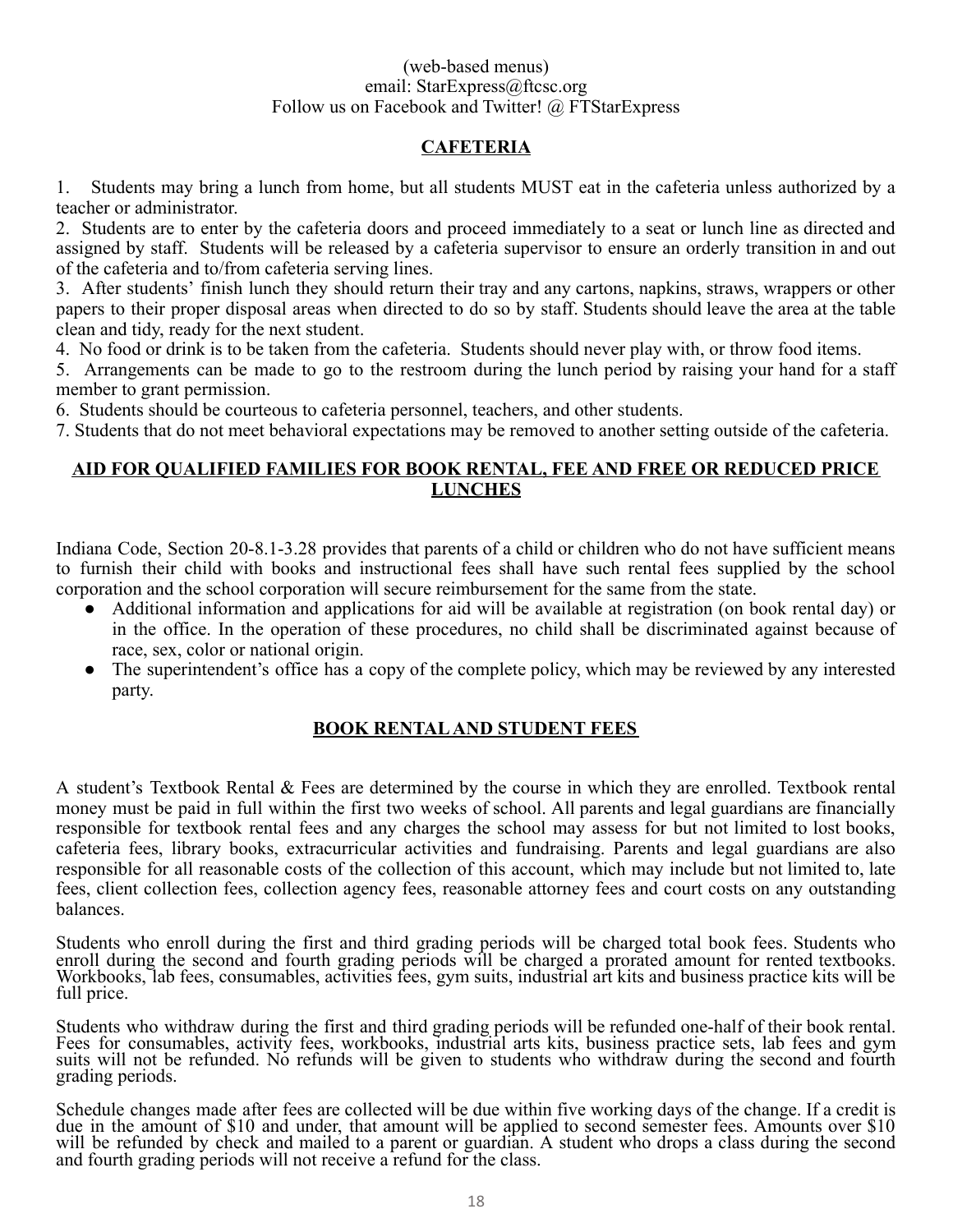(web-based menus)
email: StarExpress@ftcsc.org
Follow us on Facebook and Twitter! @ FTStarExpress

## CAFETERIA

1. Students may bring a lunch from home, but all students MUST eat in the cafeteria unless authorized by a teacher or administrator.
2. Students are to enter by the cafeteria doors and proceed immediately to a seat or lunch line as directed and assigned by staff. Students will be released by a cafeteria supervisor to ensure an orderly transition in and out of the cafeteria and to/from cafeteria serving lines.
3. After students' finish lunch they should return their tray and any cartons, napkins, straws, wrappers or other papers to their proper disposal areas when directed to do so by staff. Students should leave the area at the table clean and tidy, ready for the next student.
4. No food or drink is to be taken from the cafeteria. Students should never play with, or throw food items.
5. Arrangements can be made to go to the restroom during the lunch period by raising your hand for a staff member to grant permission.
6. Students should be courteous to cafeteria personnel, teachers, and other students.
7. Students that do not meet behavioral expectations may be removed to another setting outside of the cafeteria.

## AID FOR QUALIFIED FAMILIES FOR BOOK RENTAL, FEE AND FREE OR REDUCED PRICE LUNCHES

Indiana Code, Section 20-8.1-3.28 provides that parents of a child or children who do not have sufficient means to furnish their child with books and instructional fees shall have such rental fees supplied by the school corporation and the school corporation will secure reimbursement for the same from the state.

- Additional information and applications for aid will be available at registration (on book rental day) or in the office. In the operation of these procedures, no child shall be discriminated against because of race, sex, color or national origin.
- The superintendent's office has a copy of the complete policy, which may be reviewed by any interested party.

## BOOK RENTAL AND STUDENT FEES

A student's Textbook Rental & Fees are determined by the course in which they are enrolled. Textbook rental money must be paid in full within the first two weeks of school. All parents and legal guardians are financially responsible for textbook rental fees and any charges the school may assess for but not limited to lost books, cafeteria fees, library books, extracurricular activities and fundraising. Parents and legal guardians are also responsible for all reasonable costs of the collection of this account, which may include but not limited to, late fees, client collection fees, collection agency fees, reasonable attorney fees and court costs on any outstanding balances.

Students who enroll during the first and third grading periods will be charged total book fees. Students who enroll during the second and fourth grading periods will be charged a prorated amount for rented textbooks. Workbooks, lab fees, consumables, activities fees, gym suits, industrial art kits and business practice kits will be full price.

Students who withdraw during the first and third grading periods will be refunded one-half of their book rental. Fees for consumables, activity fees, workbooks, industrial arts kits, business practice sets, lab fees and gym suits will not be refunded. No refunds will be given to students who withdraw during the second and fourth grading periods.

Schedule changes made after fees are collected will be due within five working days of the change. If a credit is due in the amount of $10 and under, that amount will be applied to second semester fees. Amounts over $10 will be refunded by check and mailed to a parent or guardian. A student who drops a class during the second and fourth grading periods will not receive a refund for the class.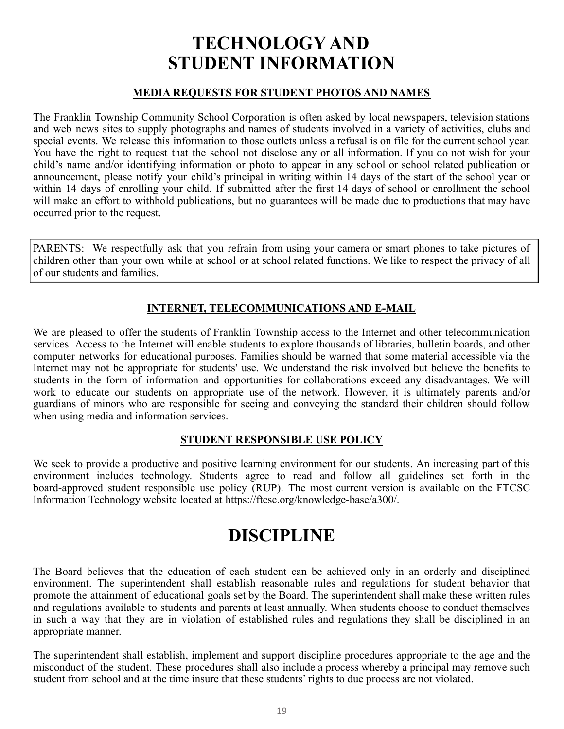# TECHNOLOGY AND STUDENT INFORMATION

## MEDIA REQUESTS FOR STUDENT PHOTOS AND NAMES

The Franklin Township Community School Corporation is often asked by local newspapers, television stations and web news sites to supply photographs and names of students involved in a variety of activities, clubs and special events. We release this information to those outlets unless a refusal is on file for the current school year. You have the right to request that the school not disclose any or all information. If you do not wish for your child's name and/or identifying information or photo to appear in any school or school related publication or announcement, please notify your child's principal in writing within 14 days of the start of the school year or within 14 days of enrolling your child. If submitted after the first 14 days of school or enrollment the school will make an effort to withhold publications, but no guarantees will be made due to productions that may have occurred prior to the request.

PARENTS: We respectfully ask that you refrain from using your camera or smart phones to take pictures of children other than your own while at school or at school related functions. We like to respect the privacy of all of our students and families.

## INTERNET, TELECOMMUNICATIONS AND E-MAIL

We are pleased to offer the students of Franklin Township access to the Internet and other telecommunication services. Access to the Internet will enable students to explore thousands of libraries, bulletin boards, and other computer networks for educational purposes. Families should be warned that some material accessible via the Internet may not be appropriate for students' use. We understand the risk involved but believe the benefits to students in the form of information and opportunities for collaborations exceed any disadvantages. We will work to educate our students on appropriate use of the network. However, it is ultimately parents and/or guardians of minors who are responsible for seeing and conveying the standard their children should follow when using media and information services.

## STUDENT RESPONSIBLE USE POLICY

We seek to provide a productive and positive learning environment for our students. An increasing part of this environment includes technology. Students agree to read and follow all guidelines set forth in the board-approved student responsible use policy (RUP). The most current version is available on the FTCSC Information Technology website located at https://ftcsc.org/knowledge-base/a300/.

# DISCIPLINE

The Board believes that the education of each student can be achieved only in an orderly and disciplined environment. The superintendent shall establish reasonable rules and regulations for student behavior that promote the attainment of educational goals set by the Board. The superintendent shall make these written rules and regulations available to students and parents at least annually. When students choose to conduct themselves in such a way that they are in violation of established rules and regulations they shall be disciplined in an appropriate manner.

The superintendent shall establish, implement and support discipline procedures appropriate to the age and the misconduct of the student. These procedures shall also include a process whereby a principal may remove such student from school and at the time insure that these students' rights to due process are not violated.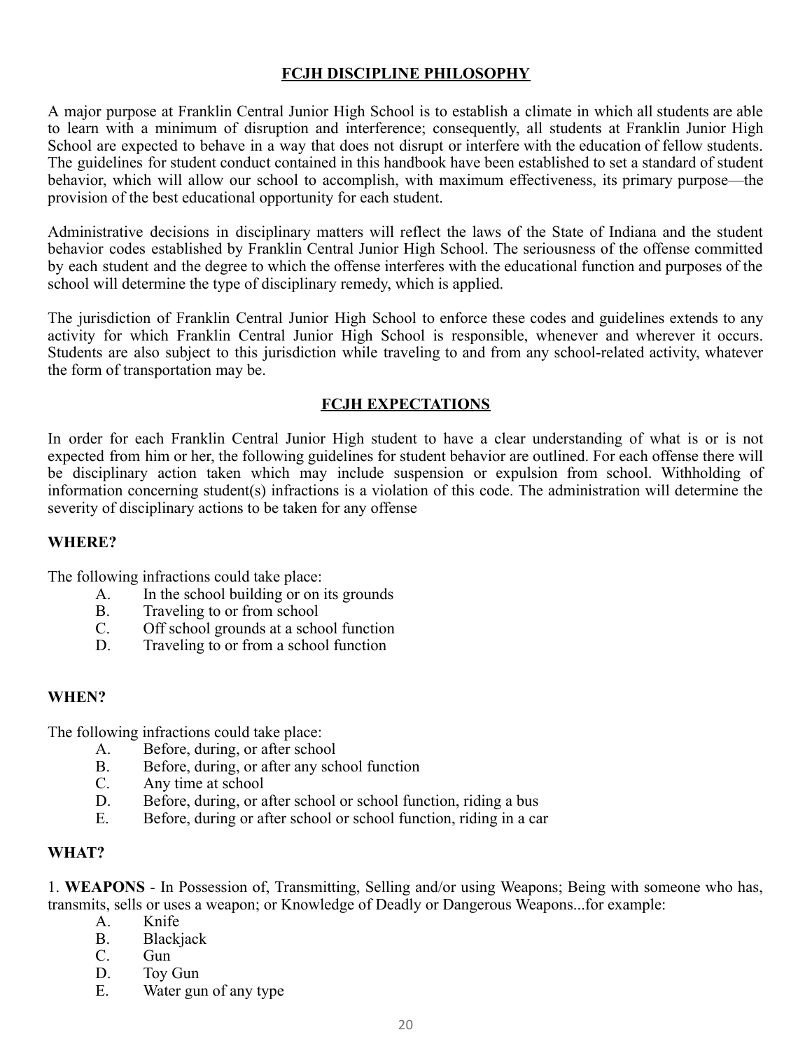## FCJH DISCIPLINE PHILOSOPHY

A major purpose at Franklin Central Junior High School is to establish a climate in which all students are able to learn with a minimum of disruption and interference; consequently, all students at Franklin Junior High School are expected to behave in a way that does not disrupt or interfere with the education of fellow students. The guidelines for student conduct contained in this handbook have been established to set a standard of student behavior, which will allow our school to accomplish, with maximum effectiveness, its primary purpose—the provision of the best educational opportunity for each student.

Administrative decisions in disciplinary matters will reflect the laws of the State of Indiana and the student behavior codes established by Franklin Central Junior High School. The seriousness of the offense committed by each student and the degree to which the offense interferes with the educational function and purposes of the school will determine the type of disciplinary remedy, which is applied.

The jurisdiction of Franklin Central Junior High School to enforce these codes and guidelines extends to any activity for which Franklin Central Junior High School is responsible, whenever and wherever it occurs. Students are also subject to this jurisdiction while traveling to and from any school-related activity, whatever the form of transportation may be.

## FCJH EXPECTATIONS

In order for each Franklin Central Junior High student to have a clear understanding of what is or is not expected from him or her, the following guidelines for student behavior are outlined. For each offense there will be disciplinary action taken which may include suspension or expulsion from school. Withholding of information concerning student(s) infractions is a violation of this code. The administration will determine the severity of disciplinary actions to be taken for any offense

### WHERE?

The following infractions could take place:

- A. In the school building or on its grounds
- B. Traveling to or from school
- C. Off school grounds at a school function
- D. Traveling to or from a school function

### WHEN?

The following infractions could take place:

- A. Before, during, or after school
- B. Before, during, or after any school function
- C. Any time at school
- D. Before, during, or after school or school function, riding a bus
- E. Before, during or after school or school function, riding in a car

### WHAT?

1. **WEAPONS** - In Possession of, Transmitting, Selling and/or using Weapons; Being with someone who has, transmits, sells or uses a weapon; or Knowledge of Deadly or Dangerous Weapons...for example:

- A. Knife
- B. Blackjack
- C. Gun
- D. Toy Gun
- E. Water gun of any type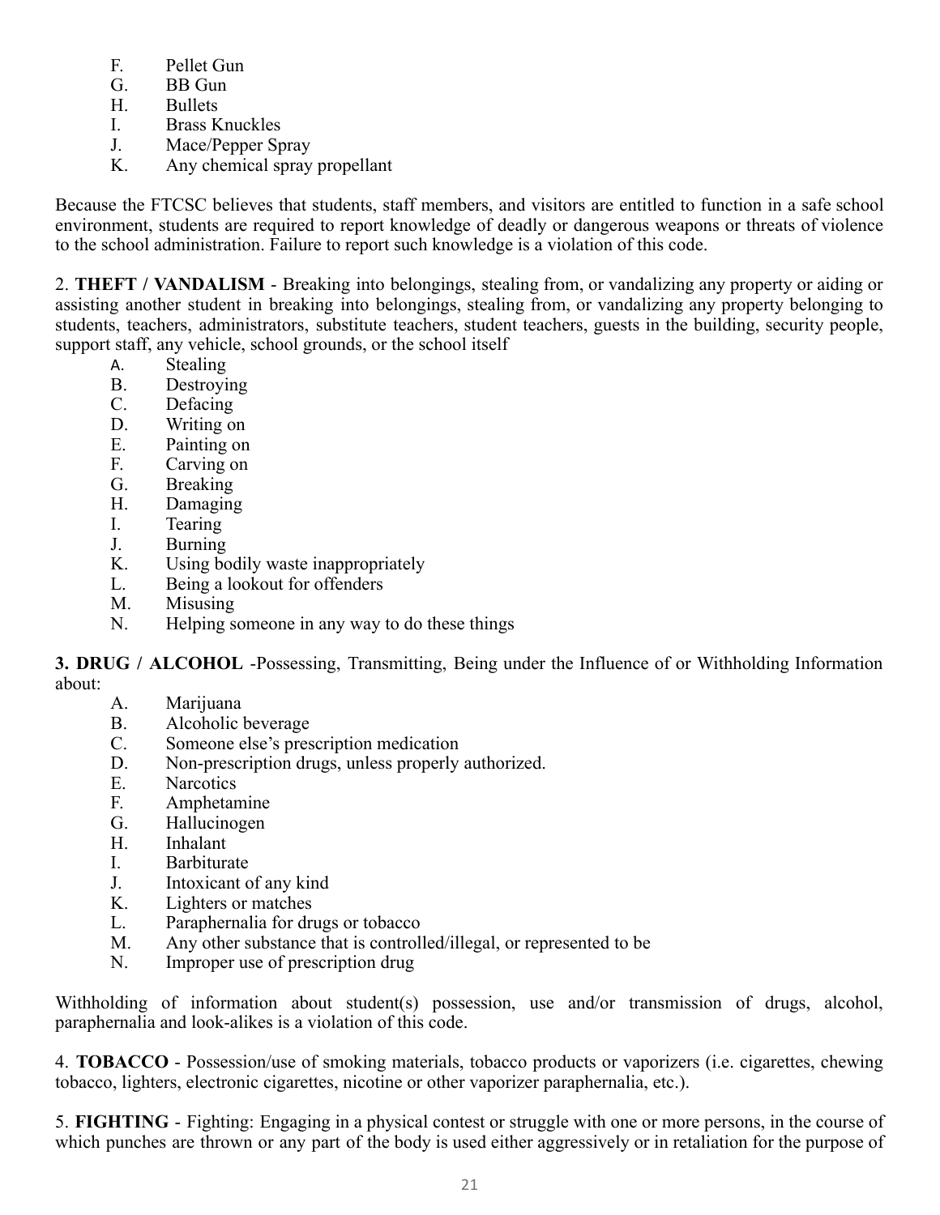F. Pellet Gun
G. BB Gun
H. Bullets
I. Brass Knuckles
J. Mace/Pepper Spray
K. Any chemical spray propellant

Because the FTCSC believes that students, staff members, and visitors are entitled to function in a safe school environment, students are required to report knowledge of deadly or dangerous weapons or threats of violence to the school administration. Failure to report such knowledge is a violation of this code.

2. **THEFT / VANDALISM** - Breaking into belongings, stealing from, or vandalizing any property or aiding or assisting another student in breaking into belongings, stealing from, or vandalizing any property belonging to students, teachers, administrators, substitute teachers, student teachers, guests in the building, security people, support staff, any vehicle, school grounds, or the school itself

A. Stealing
B. Destroying
C. Defacing
D. Writing on
E. Painting on
F. Carving on
G. Breaking
H. Damaging
I. Tearing
J. Burning
K. Using bodily waste inappropriately
L. Being a lookout for offenders
M. Misusing
N. Helping someone in any way to do these things

**3. DRUG / ALCOHOL** -Possessing, Transmitting, Being under the Influence of or Withholding Information about:

A. Marijuana
B. Alcoholic beverage
C. Someone else's prescription medication
D. Non-prescription drugs, unless properly authorized.
E. Narcotics
F. Amphetamine
G. Hallucinogen
H. Inhalant
I. Barbiturate
J. Intoxicant of any kind
K. Lighters or matches
L. Paraphernalia for drugs or tobacco
M. Any other substance that is controlled/illegal, or represented to be
N. Improper use of prescription drug

Withholding of information about student(s) possession, use and/or transmission of drugs, alcohol, paraphernalia and look-alikes is a violation of this code.

4. **TOBACCO** - Possession/use of smoking materials, tobacco products or vaporizers (i.e. cigarettes, chewing tobacco, lighters, electronic cigarettes, nicotine or other vaporizer paraphernalia, etc.).

5. **FIGHTING** - Fighting: Engaging in a physical contest or struggle with one or more persons, in the course of which punches are thrown or any part of the body is used either aggressively or in retaliation for the purpose of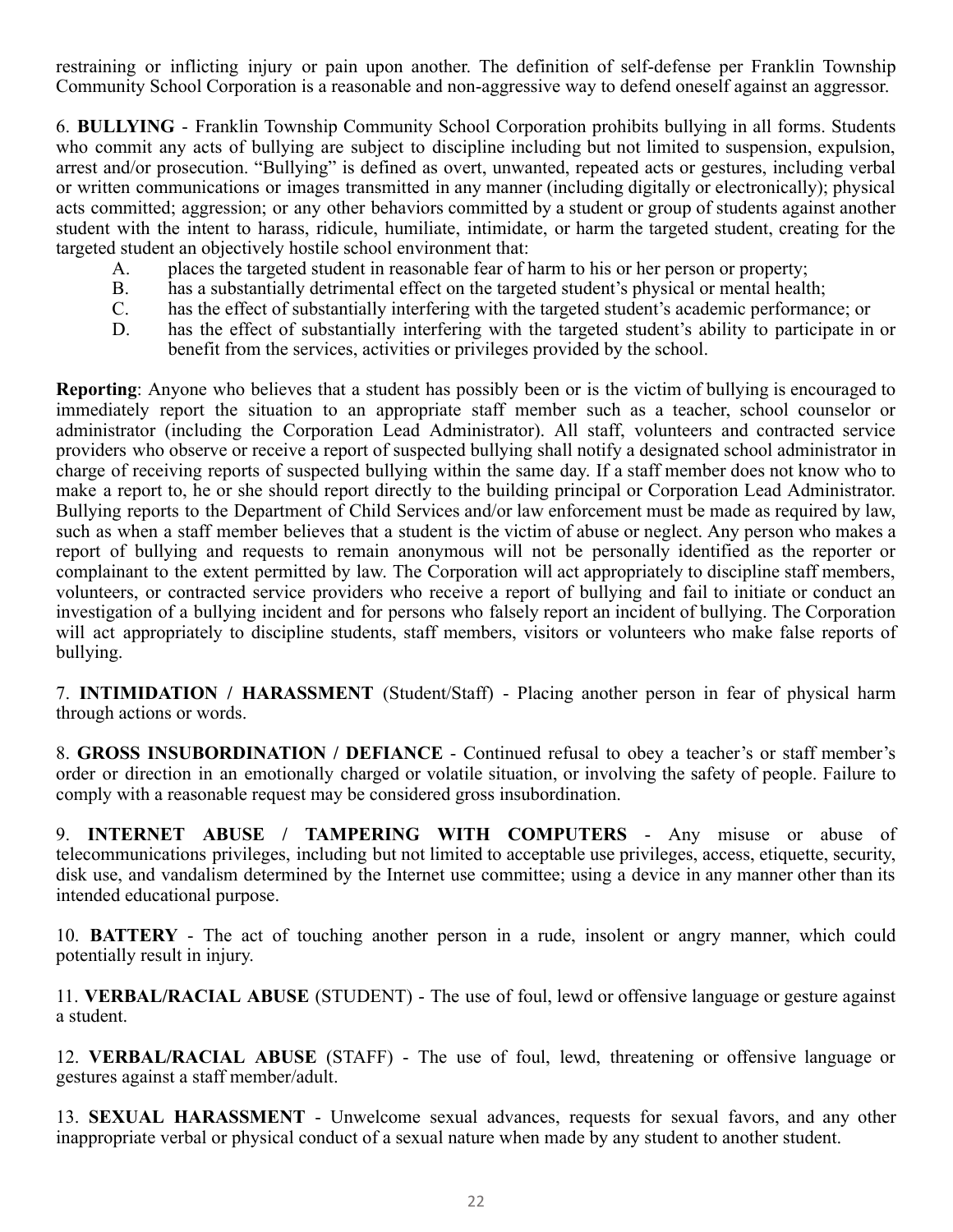restraining or inflicting injury or pain upon another. The definition of self-defense per Franklin Township Community School Corporation is a reasonable and non-aggressive way to defend oneself against an aggressor.

6. **BULLYING** - Franklin Township Community School Corporation prohibits bullying in all forms. Students who commit any acts of bullying are subject to discipline including but not limited to suspension, expulsion, arrest and/or prosecution. "Bullying" is defined as overt, unwanted, repeated acts or gestures, including verbal or written communications or images transmitted in any manner (including digitally or electronically); physical acts committed; aggression; or any other behaviors committed by a student or group of students against another student with the intent to harass, ridicule, humiliate, intimidate, or harm the targeted student, creating for the targeted student an objectively hostile school environment that:

- A. places the targeted student in reasonable fear of harm to his or her person or property;
- B. has a substantially detrimental effect on the targeted student's physical or mental health;
- C. has the effect of substantially interfering with the targeted student's academic performance; or
- D. has the effect of substantially interfering with the targeted student's ability to participate in or benefit from the services, activities or privileges provided by the school.

**Reporting**: Anyone who believes that a student has possibly been or is the victim of bullying is encouraged to immediately report the situation to an appropriate staff member such as a teacher, school counselor or administrator (including the Corporation Lead Administrator). All staff, volunteers and contracted service providers who observe or receive a report of suspected bullying shall notify a designated school administrator in charge of receiving reports of suspected bullying within the same day. If a staff member does not know who to make a report to, he or she should report directly to the building principal or Corporation Lead Administrator. Bullying reports to the Department of Child Services and/or law enforcement must be made as required by law, such as when a staff member believes that a student is the victim of abuse or neglect. Any person who makes a report of bullying and requests to remain anonymous will not be personally identified as the reporter or complainant to the extent permitted by law. The Corporation will act appropriately to discipline staff members, volunteers, or contracted service providers who receive a report of bullying and fail to initiate or conduct an investigation of a bullying incident and for persons who falsely report an incident of bullying. The Corporation will act appropriately to discipline students, staff members, visitors or volunteers who make false reports of bullying.

7. **INTIMIDATION / HARASSMENT** (Student/Staff) - Placing another person in fear of physical harm through actions or words.

8. **GROSS INSUBORDINATION / DEFIANCE** - Continued refusal to obey a teacher's or staff member's order or direction in an emotionally charged or volatile situation, or involving the safety of people. Failure to comply with a reasonable request may be considered gross insubordination.

9. **INTERNET ABUSE / TAMPERING WITH COMPUTERS** - Any misuse or abuse of telecommunications privileges, including but not limited to acceptable use privileges, access, etiquette, security, disk use, and vandalism determined by the Internet use committee; using a device in any manner other than its intended educational purpose.

10. **BATTERY** - The act of touching another person in a rude, insolent or angry manner, which could potentially result in injury.

11. **VERBAL/RACIAL ABUSE** (STUDENT) - The use of foul, lewd or offensive language or gesture against a student.

12. **VERBAL/RACIAL ABUSE** (STAFF) - The use of foul, lewd, threatening or offensive language or gestures against a staff member/adult.

13. **SEXUAL HARASSMENT** - Unwelcome sexual advances, requests for sexual favors, and any other inappropriate verbal or physical conduct of a sexual nature when made by any student to another student.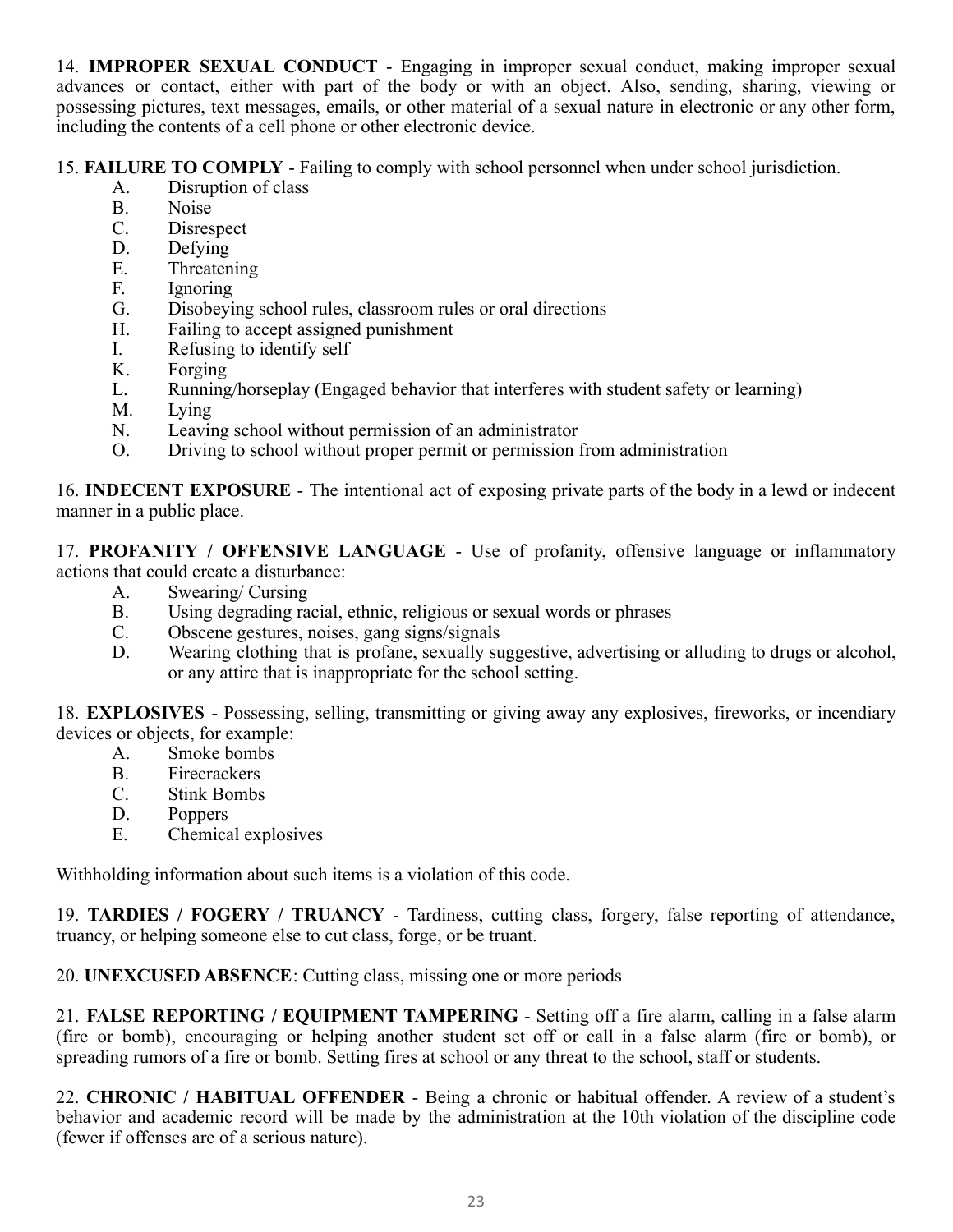14. **IMPROPER SEXUAL CONDUCT** - Engaging in improper sexual conduct, making improper sexual advances or contact, either with part of the body or with an object. Also, sending, sharing, viewing or possessing pictures, text messages, emails, or other material of a sexual nature in electronic or any other form, including the contents of a cell phone or other electronic device.

15. **FAILURE TO COMPLY** - Failing to comply with school personnel when under school jurisdiction.

- A. Disruption of class
- B. Noise
- C. Disrespect
- D. Defying
- E. Threatening
- F. Ignoring
- G. Disobeying school rules, classroom rules or oral directions
- H. Failing to accept assigned punishment
- I. Refusing to identify self
- K. Forging
- L. Running/horseplay (Engaged behavior that interferes with student safety or learning)
- M. Lying
- N. Leaving school without permission of an administrator
- O. Driving to school without proper permit or permission from administration

16. **INDECENT EXPOSURE** - The intentional act of exposing private parts of the body in a lewd or indecent manner in a public place.

17. **PROFANITY / OFFENSIVE LANGUAGE** - Use of profanity, offensive language or inflammatory actions that could create a disturbance:

- A. Swearing/ Cursing
- B. Using degrading racial, ethnic, religious or sexual words or phrases
- C. Obscene gestures, noises, gang signs/signals
- D. Wearing clothing that is profane, sexually suggestive, advertising or alluding to drugs or alcohol, or any attire that is inappropriate for the school setting.

18. **EXPLOSIVES** - Possessing, selling, transmitting or giving away any explosives, fireworks, or incendiary devices or objects, for example:

- A. Smoke bombs
- B. Firecrackers
- C. Stink Bombs
- D. Poppers
- E. Chemical explosives

Withholding information about such items is a violation of this code.

19. **TARDIES / FOGERY / TRUANCY** - Tardiness, cutting class, forgery, false reporting of attendance, truancy, or helping someone else to cut class, forge, or be truant.

20. **UNEXCUSED ABSENCE**: Cutting class, missing one or more periods

21. **FALSE REPORTING / EQUIPMENT TAMPERING** - Setting off a fire alarm, calling in a false alarm (fire or bomb), encouraging or helping another student set off or call in a false alarm (fire or bomb), or spreading rumors of a fire or bomb. Setting fires at school or any threat to the school, staff or students.

22. **CHRONIC / HABITUAL OFFENDER** - Being a chronic or habitual offender. A review of a student's behavior and academic record will be made by the administration at the 10th violation of the discipline code (fewer if offenses are of a serious nature).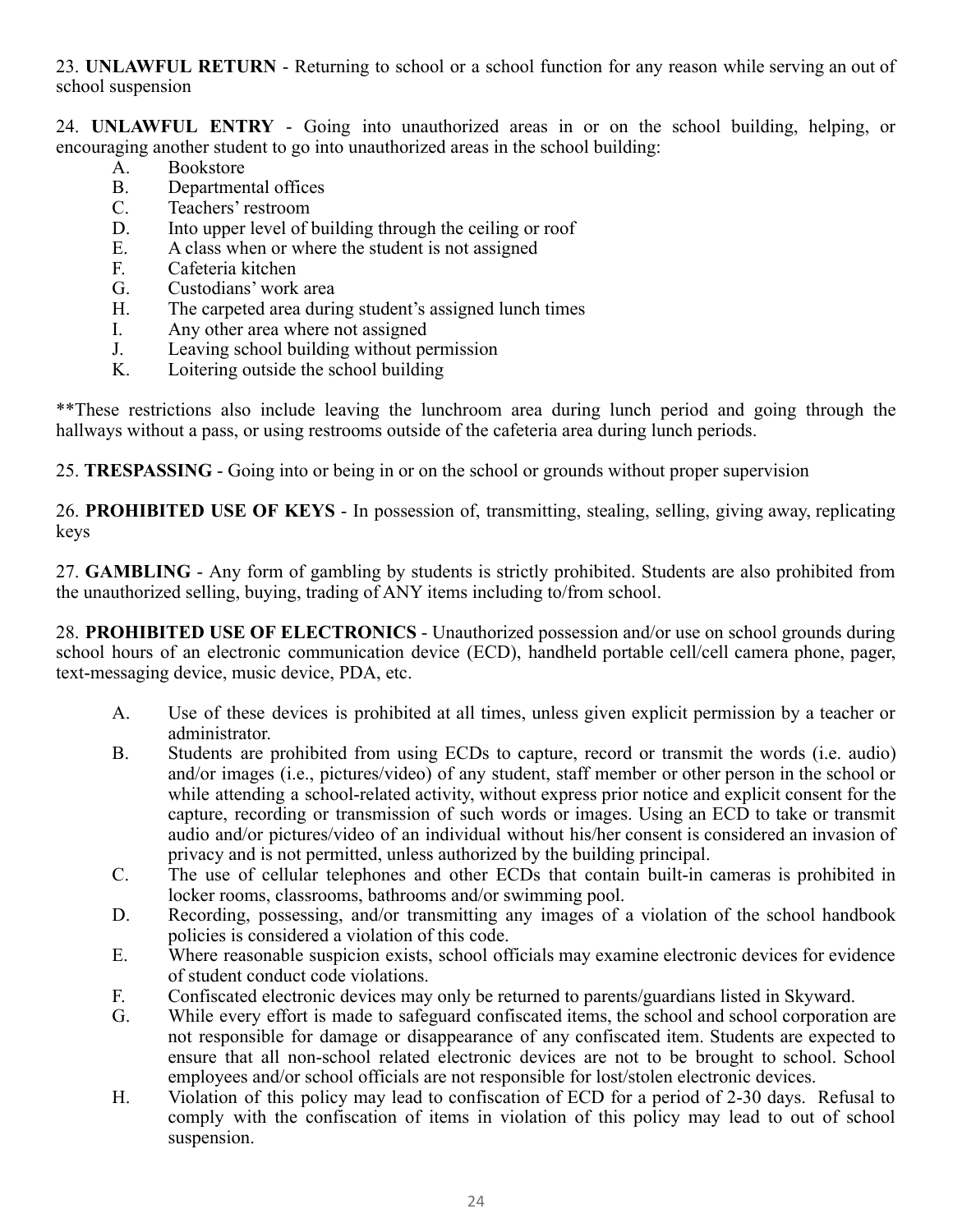23. **UNLAWFUL RETURN** - Returning to school or a school function for any reason while serving an out of school suspension

24. **UNLAWFUL ENTRY** - Going into unauthorized areas in or on the school building, helping, or encouraging another student to go into unauthorized areas in the school building:

A. Bookstore
B. Departmental offices
C. Teachers' restroom
D. Into upper level of building through the ceiling or roof
E. A class when or where the student is not assigned
F. Cafeteria kitchen
G. Custodians' work area
H. The carpeted area during student's assigned lunch times
I. Any other area where not assigned
J. Leaving school building without permission
K. Loitering outside the school building

**These restrictions also include leaving the lunchroom area during lunch period and going through the hallways without a pass, or using restrooms outside of the cafeteria area during lunch periods.

25. **TRESPASSING** - Going into or being in or on the school or grounds without proper supervision

26. **PROHIBITED USE OF KEYS** - In possession of, transmitting, stealing, selling, giving away, replicating keys

27. **GAMBLING** - Any form of gambling by students is strictly prohibited. Students are also prohibited from the unauthorized selling, buying, trading of ANY items including to/from school.

28. **PROHIBITED USE OF ELECTRONICS** - Unauthorized possession and/or use on school grounds during school hours of an electronic communication device (ECD), handheld portable cell/cell camera phone, pager, text-messaging device, music device, PDA, etc.

A. Use of these devices is prohibited at all times, unless given explicit permission by a teacher or administrator.
B. Students are prohibited from using ECDs to capture, record or transmit the words (i.e. audio) and/or images (i.e., pictures/video) of any student, staff member or other person in the school or while attending a school-related activity, without express prior notice and explicit consent for the capture, recording or transmission of such words or images. Using an ECD to take or transmit audio and/or pictures/video of an individual without his/her consent is considered an invasion of privacy and is not permitted, unless authorized by the building principal.
C. The use of cellular telephones and other ECDs that contain built-in cameras is prohibited in locker rooms, classrooms, bathrooms and/or swimming pool.
D. Recording, possessing, and/or transmitting any images of a violation of the school handbook policies is considered a violation of this code.
E. Where reasonable suspicion exists, school officials may examine electronic devices for evidence of student conduct code violations.
F. Confiscated electronic devices may only be returned to parents/guardians listed in Skyward.
G. While every effort is made to safeguard confiscated items, the school and school corporation are not responsible for damage or disappearance of any confiscated item. Students are expected to ensure that all non-school related electronic devices are not to be brought to school. School employees and/or school officials are not responsible for lost/stolen electronic devices.
H. Violation of this policy may lead to confiscation of ECD for a period of 2-30 days. Refusal to comply with the confiscation of items in violation of this policy may lead to out of school suspension.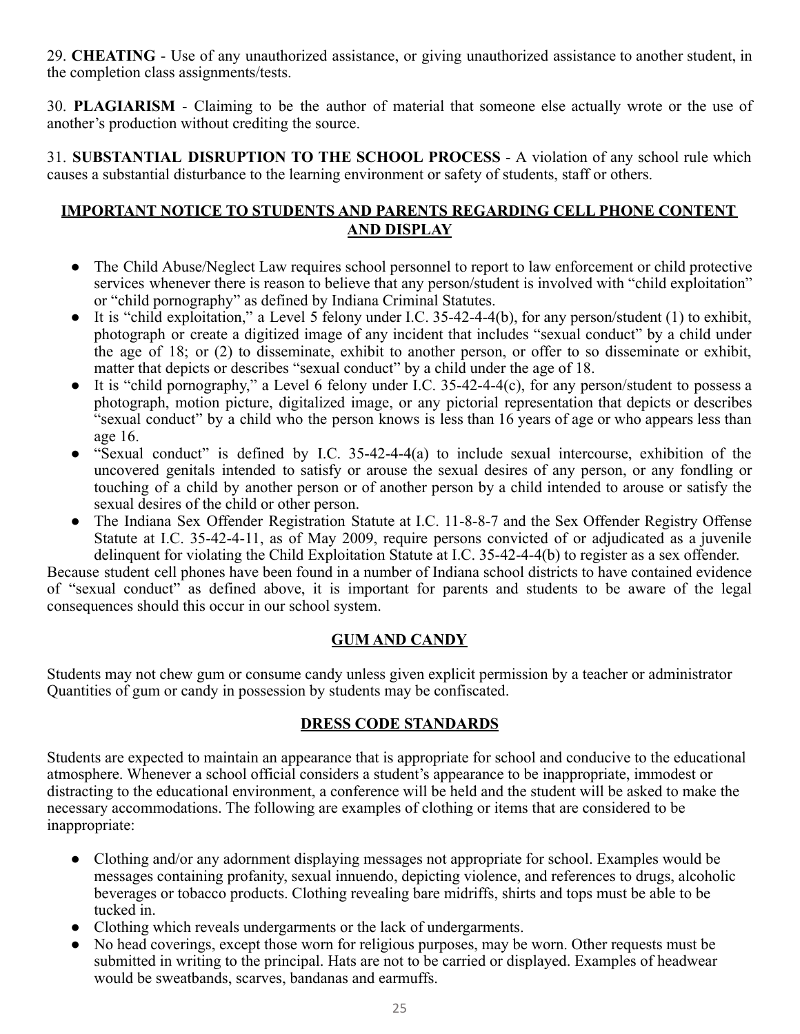29. **CHEATING** - Use of any unauthorized assistance, or giving unauthorized assistance to another student, in the completion class assignments/tests.

30. **PLAGIARISM** - Claiming to be the author of material that someone else actually wrote or the use of another's production without crediting the source.

31. **SUBSTANTIAL DISRUPTION TO THE SCHOOL PROCESS** - A violation of any school rule which causes a substantial disturbance to the learning environment or safety of students, staff or others.

## IMPORTANT NOTICE TO STUDENTS AND PARENTS REGARDING CELL PHONE CONTENT AND DISPLAY

- The Child Abuse/Neglect Law requires school personnel to report to law enforcement or child protective services whenever there is reason to believe that any person/student is involved with "child exploitation" or "child pornography" as defined by Indiana Criminal Statutes.
- It is "child exploitation," a Level 5 felony under I.C. 35-42-4-4(b), for any person/student (1) to exhibit, photograph or create a digitized image of any incident that includes "sexual conduct" by a child under the age of 18; or (2) to disseminate, exhibit to another person, or offer to so disseminate or exhibit, matter that depicts or describes "sexual conduct" by a child under the age of 18.
- It is "child pornography," a Level 6 felony under I.C. 35-42-4-4(c), for any person/student to possess a photograph, motion picture, digitalized image, or any pictorial representation that depicts or describes "sexual conduct" by a child who the person knows is less than 16 years of age or who appears less than age 16.
- "Sexual conduct" is defined by I.C. 35-42-4-4(a) to include sexual intercourse, exhibition of the uncovered genitals intended to satisfy or arouse the sexual desires of any person, or any fondling or touching of a child by another person or of another person by a child intended to arouse or satisfy the sexual desires of the child or other person.
- The Indiana Sex Offender Registration Statute at I.C. 11-8-8-7 and the Sex Offender Registry Offense Statute at I.C. 35-42-4-11, as of May 2009, require persons convicted of or adjudicated as a juvenile delinquent for violating the Child Exploitation Statute at I.C. 35-42-4-4(b) to register as a sex offender.

Because student cell phones have been found in a number of Indiana school districts to have contained evidence of "sexual conduct" as defined above, it is important for parents and students to be aware of the legal consequences should this occur in our school system.

## GUM AND CANDY

Students may not chew gum or consume candy unless given explicit permission by a teacher or administrator Quantities of gum or candy in possession by students may be confiscated.

## DRESS CODE STANDARDS

Students are expected to maintain an appearance that is appropriate for school and conducive to the educational atmosphere. Whenever a school official considers a student's appearance to be inappropriate, immodest or distracting to the educational environment, a conference will be held and the student will be asked to make the necessary accommodations. The following are examples of clothing or items that are considered to be inappropriate:

- Clothing and/or any adornment displaying messages not appropriate for school. Examples would be messages containing profanity, sexual innuendo, depicting violence, and references to drugs, alcoholic beverages or tobacco products. Clothing revealing bare midriffs, shirts and tops must be able to be tucked in.
- Clothing which reveals undergarments or the lack of undergarments.
- No head coverings, except those worn for religious purposes, may be worn. Other requests must be submitted in writing to the principal. Hats are not to be carried or displayed. Examples of headwear would be sweatbands, scarves, bandanas and earmuffs.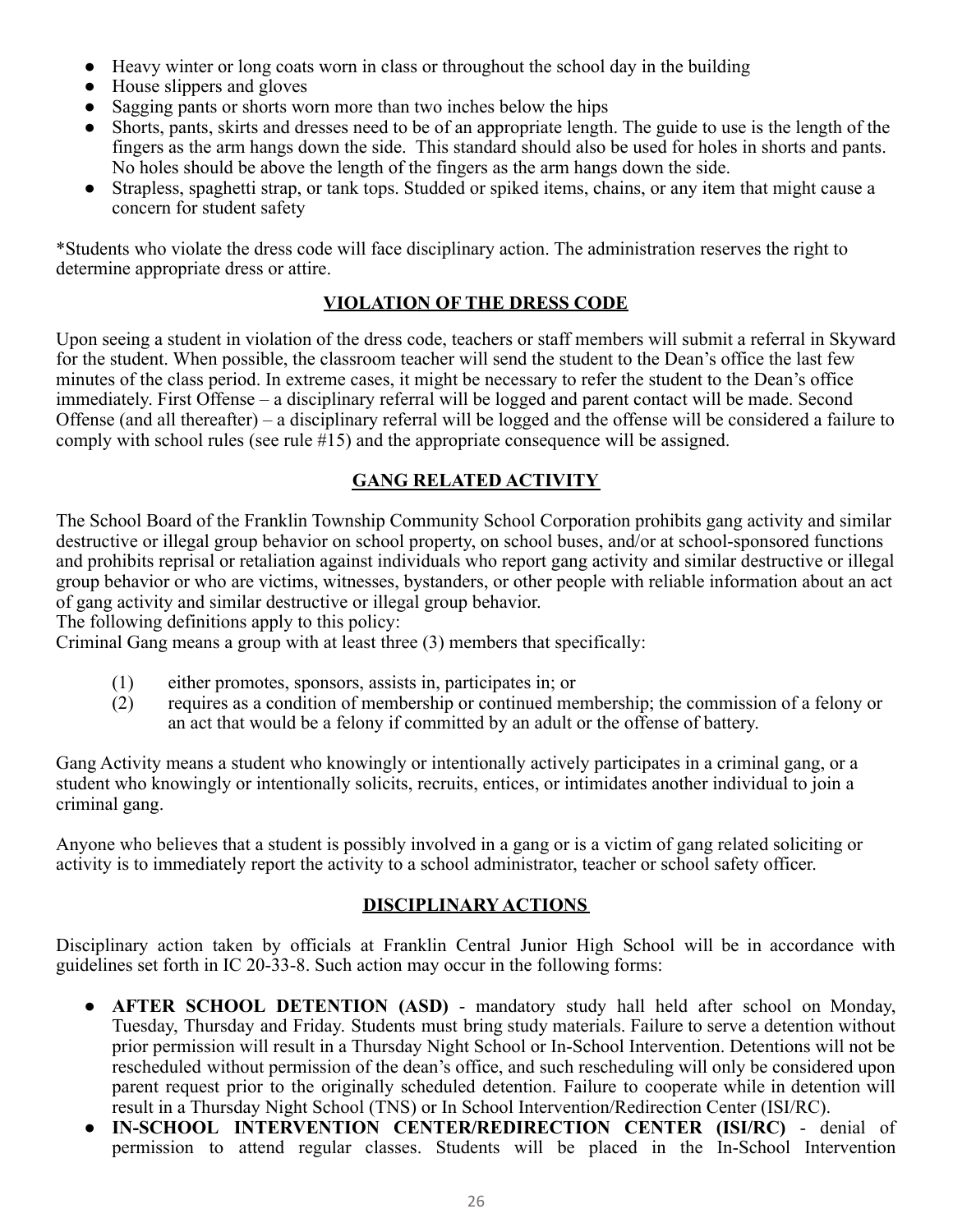- Heavy winter or long coats worn in class or throughout the school day in the building
- House slippers and gloves
- Sagging pants or shorts worn more than two inches below the hips
- Shorts, pants, skirts and dresses need to be of an appropriate length. The guide to use is the length of the fingers as the arm hangs down the side. This standard should also be used for holes in shorts and pants. No holes should be above the length of the fingers as the arm hangs down the side.
- Strapless, spaghetti strap, or tank tops. Studded or spiked items, chains, or any item that might cause a concern for student safety

*Students who violate the dress code will face disciplinary action. The administration reserves the right to determine appropriate dress or attire.

## VIOLATION OF THE DRESS CODE

Upon seeing a student in violation of the dress code, teachers or staff members will submit a referral in Skyward for the student. When possible, the classroom teacher will send the student to the Dean's office the last few minutes of the class period. In extreme cases, it might be necessary to refer the student to the Dean's office immediately. First Offense – a disciplinary referral will be logged and parent contact will be made. Second Offense (and all thereafter) – a disciplinary referral will be logged and the offense will be considered a failure to comply with school rules (see rule #15) and the appropriate consequence will be assigned.

## GANG RELATED ACTIVITY

The School Board of the Franklin Township Community School Corporation prohibits gang activity and similar destructive or illegal group behavior on school property, on school buses, and/or at school-sponsored functions and prohibits reprisal or retaliation against individuals who report gang activity and similar destructive or illegal group behavior or who are victims, witnesses, bystanders, or other people with reliable information about an act of gang activity and similar destructive or illegal group behavior.
The following definitions apply to this policy:
Criminal Gang means a group with at least three (3) members that specifically:

(1) either promotes, sponsors, assists in, participates in; or
(2) requires as a condition of membership or continued membership; the commission of a felony or an act that would be a felony if committed by an adult or the offense of battery.

Gang Activity means a student who knowingly or intentionally actively participates in a criminal gang, or a student who knowingly or intentionally solicits, recruits, entices, or intimidates another individual to join a criminal gang.

Anyone who believes that a student is possibly involved in a gang or is a victim of gang related soliciting or activity is to immediately report the activity to a school administrator, teacher or school safety officer.

## DISCIPLINARY ACTIONS

Disciplinary action taken by officials at Franklin Central Junior High School will be in accordance with guidelines set forth in IC 20-33-8. Such action may occur in the following forms:

- **AFTER SCHOOL DETENTION (ASD)** - mandatory study hall held after school on Monday, Tuesday, Thursday and Friday. Students must bring study materials. Failure to serve a detention without prior permission will result in a Thursday Night School or In-School Intervention. Detentions will not be rescheduled without permission of the dean's office, and such rescheduling will only be considered upon parent request prior to the originally scheduled detention. Failure to cooperate while in detention will result in a Thursday Night School (TNS) or In School Intervention/Redirection Center (ISI/RC).
- **IN-SCHOOL INTERVENTION CENTER/REDIRECTION CENTER (ISI/RC)** - denial of permission to attend regular classes. Students will be placed in the In-School Intervention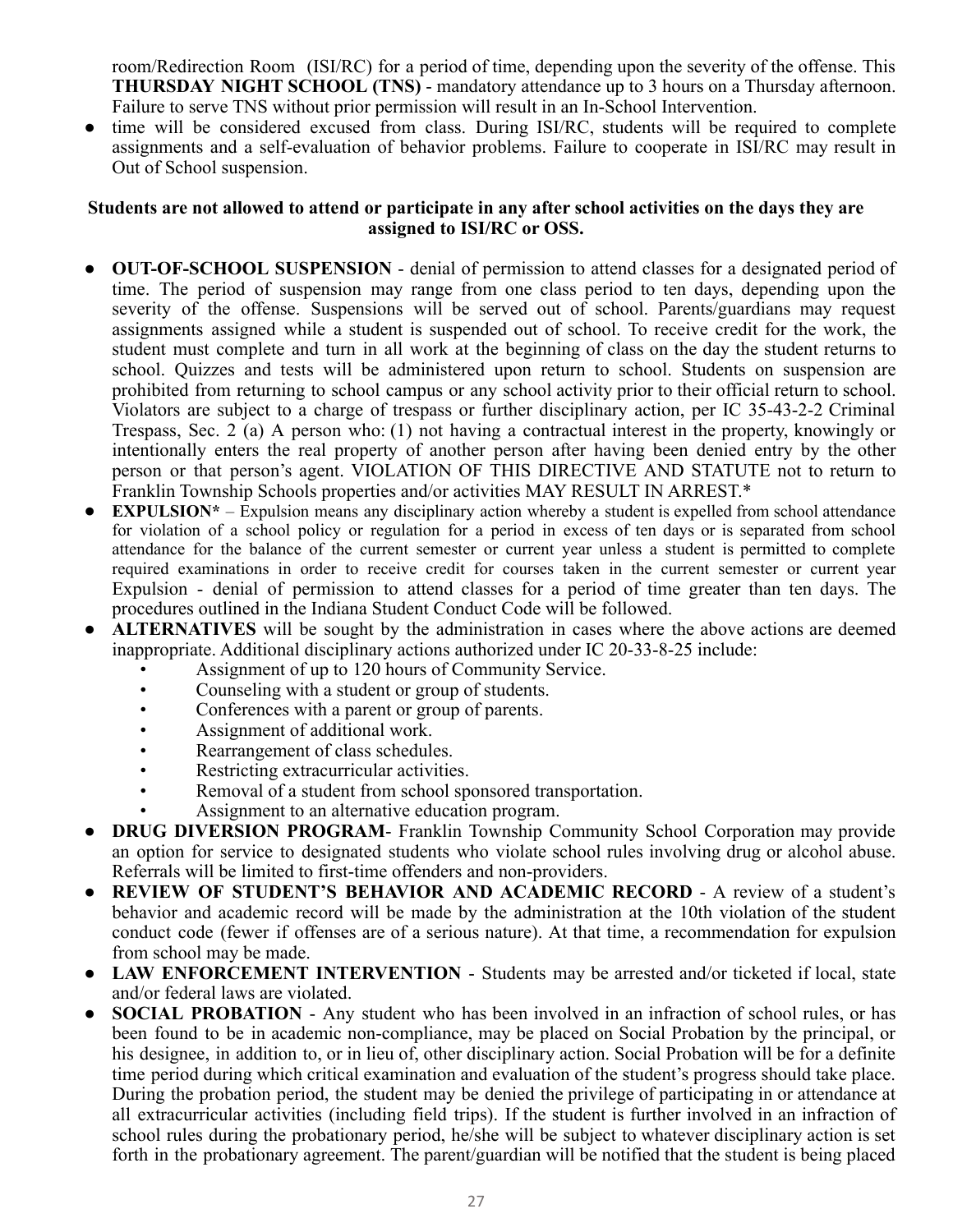room/Redirection Room (ISI/RC) for a period of time, depending upon the severity of the offense. This **THURSDAY NIGHT SCHOOL (TNS)** - mandatory attendance up to 3 hours on a Thursday afternoon. Failure to serve TNS without prior permission will result in an In-School Intervention.

- time will be considered excused from class. During ISI/RC, students will be required to complete assignments and a self-evaluation of behavior problems. Failure to cooperate in ISI/RC may result in Out of School suspension.

**Students are not allowed to attend or participate in any after school activities on the days they are assigned to ISI/RC or OSS.**

- **OUT-OF-SCHOOL SUSPENSION** - denial of permission to attend classes for a designated period of time. The period of suspension may range from one class period to ten days, depending upon the severity of the offense. Suspensions will be served out of school. Parents/guardians may request assignments assigned while a student is suspended out of school. To receive credit for the work, the student must complete and turn in all work at the beginning of class on the day the student returns to school. Quizzes and tests will be administered upon return to school. Students on suspension are prohibited from returning to school campus or any school activity prior to their official return to school. Violators are subject to a charge of trespass or further disciplinary action, per IC 35-43-2-2 Criminal Trespass, Sec. 2 (a) A person who: (1) not having a contractual interest in the property, knowingly or intentionally enters the real property of another person after having been denied entry by the other person or that person's agent. VIOLATION OF THIS DIRECTIVE AND STATUTE not to return to Franklin Township Schools properties and/or activities MAY RESULT IN ARREST.*
- **EXPULSION*** – Expulsion means any disciplinary action whereby a student is expelled from school attendance for violation of a school policy or regulation for a period in excess of ten days or is separated from school attendance for the balance of the current semester or current year unless a student is permitted to complete required examinations in order to receive credit for courses taken in the current semester or current year Expulsion - denial of permission to attend classes for a period of time greater than ten days. The procedures outlined in the Indiana Student Conduct Code will be followed.
- **ALTERNATIVES** will be sought by the administration in cases where the above actions are deemed inappropriate. Additional disciplinary actions authorized under IC 20-33-8-25 include:
  - Assignment of up to 120 hours of Community Service.
  - Counseling with a student or group of students.
  - Conferences with a parent or group of parents.
  - Assignment of additional work.
  - Rearrangement of class schedules.
  - Restricting extracurricular activities.
  - Removal of a student from school sponsored transportation.
  - Assignment to an alternative education program.
- **DRUG DIVERSION PROGRAM**- Franklin Township Community School Corporation may provide an option for service to designated students who violate school rules involving drug or alcohol abuse. Referrals will be limited to first-time offenders and non-providers.
- **REVIEW OF STUDENT'S BEHAVIOR AND ACADEMIC RECORD** - A review of a student's behavior and academic record will be made by the administration at the 10th violation of the student conduct code (fewer if offenses are of a serious nature). At that time, a recommendation for expulsion from school may be made.
- **LAW ENFORCEMENT INTERVENTION** - Students may be arrested and/or ticketed if local, state and/or federal laws are violated.
- **SOCIAL PROBATION** - Any student who has been involved in an infraction of school rules, or has been found to be in academic non-compliance, may be placed on Social Probation by the principal, or his designee, in addition to, or in lieu of, other disciplinary action. Social Probation will be for a definite time period during which critical examination and evaluation of the student's progress should take place. During the probation period, the student may be denied the privilege of participating in or attendance at all extracurricular activities (including field trips). If the student is further involved in an infraction of school rules during the probationary period, he/she will be subject to whatever disciplinary action is set forth in the probationary agreement. The parent/guardian will be notified that the student is being placed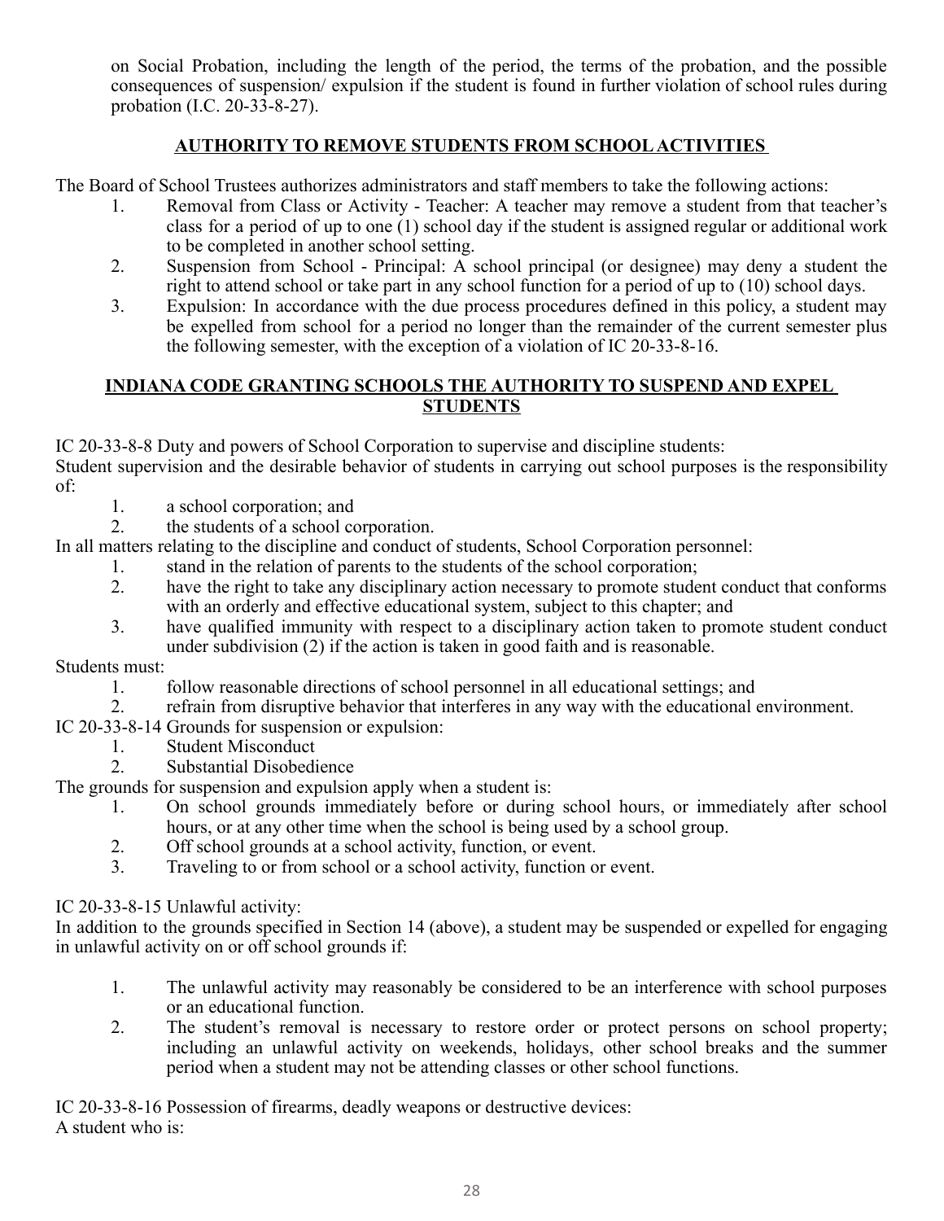on Social Probation, including the length of the period, the terms of the probation, and the possible consequences of suspension/ expulsion if the student is found in further violation of school rules during probation (I.C. 20-33-8-27).

## AUTHORITY TO REMOVE STUDENTS FROM SCHOOL ACTIVITIES

The Board of School Trustees authorizes administrators and staff members to take the following actions:

1. Removal from Class or Activity - Teacher: A teacher may remove a student from that teacher's class for a period of up to one (1) school day if the student is assigned regular or additional work to be completed in another school setting.
2. Suspension from School - Principal: A school principal (or designee) may deny a student the right to attend school or take part in any school function for a period of up to (10) school days.
3. Expulsion: In accordance with the due process procedures defined in this policy, a student may be expelled from school for a period no longer than the remainder of the current semester plus the following semester, with the exception of a violation of IC 20-33-8-16.

## INDIANA CODE GRANTING SCHOOLS THE AUTHORITY TO SUSPEND AND EXPEL STUDENTS

IC 20-33-8-8 Duty and powers of School Corporation to supervise and discipline students:
Student supervision and the desirable behavior of students in carrying out school purposes is the responsibility of:

1. a school corporation; and
2. the students of a school corporation.

In all matters relating to the discipline and conduct of students, School Corporation personnel:

1. stand in the relation of parents to the students of the school corporation;
2. have the right to take any disciplinary action necessary to promote student conduct that conforms with an orderly and effective educational system, subject to this chapter; and
3. have qualified immunity with respect to a disciplinary action taken to promote student conduct under subdivision (2) if the action is taken in good faith and is reasonable.

Students must:

1. follow reasonable directions of school personnel in all educational settings; and
2. refrain from disruptive behavior that interferes in any way with the educational environment.

IC 20-33-8-14 Grounds for suspension or expulsion:

1. Student Misconduct
2. Substantial Disobedience

The grounds for suspension and expulsion apply when a student is:

1. On school grounds immediately before or during school hours, or immediately after school hours, or at any other time when the school is being used by a school group.
2. Off school grounds at a school activity, function, or event.
3. Traveling to or from school or a school activity, function or event.

IC 20-33-8-15 Unlawful activity:
In addition to the grounds specified in Section 14 (above), a student may be suspended or expelled for engaging in unlawful activity on or off school grounds if:

1. The unlawful activity may reasonably be considered to be an interference with school purposes or an educational function.
2. The student's removal is necessary to restore order or protect persons on school property; including an unlawful activity on weekends, holidays, other school breaks and the summer period when a student may not be attending classes or other school functions.

IC 20-33-8-16 Possession of firearms, deadly weapons or destructive devices:
A student who is: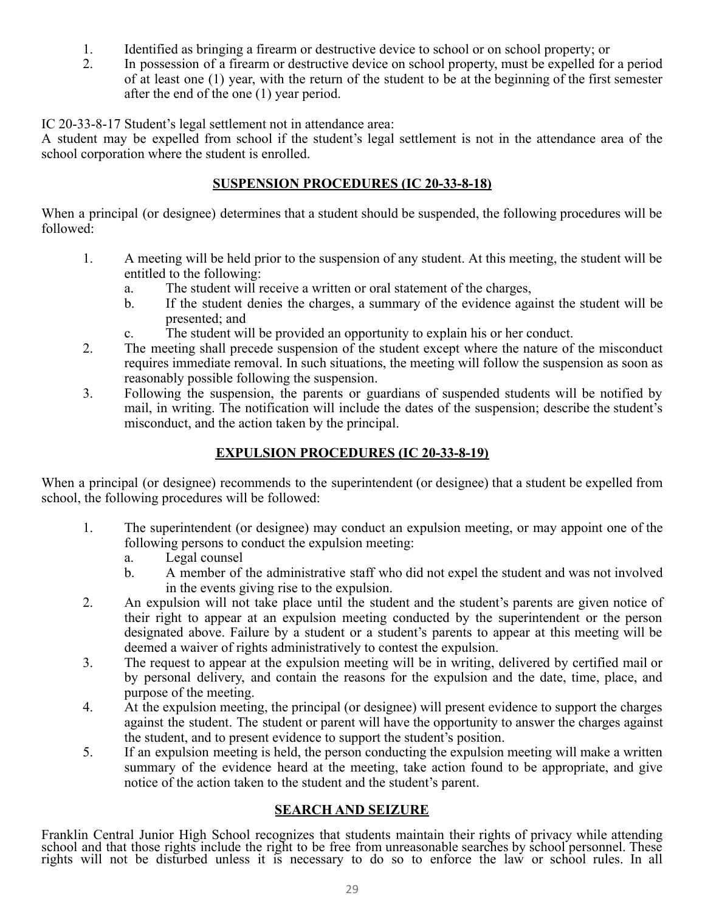1. Identified as bringing a firearm or destructive device to school or on school property; or
2. In possession of a firearm or destructive device on school property, must be expelled for a period of at least one (1) year, with the return of the student to be at the beginning of the first semester after the end of the one (1) year period.

IC 20-33-8-17 Student's legal settlement not in attendance area:
A student may be expelled from school if the student's legal settlement is not in the attendance area of the school corporation where the student is enrolled.

## SUSPENSION PROCEDURES (IC 20-33-8-18)

When a principal (or designee) determines that a student should be suspended, the following procedures will be followed:

1. A meeting will be held prior to the suspension of any student. At this meeting, the student will be entitled to the following:
   a. The student will receive a written or oral statement of the charges,
   b. If the student denies the charges, a summary of the evidence against the student will be presented; and
   c. The student will be provided an opportunity to explain his or her conduct.
2. The meeting shall precede suspension of the student except where the nature of the misconduct requires immediate removal. In such situations, the meeting will follow the suspension as soon as reasonably possible following the suspension.
3. Following the suspension, the parents or guardians of suspended students will be notified by mail, in writing. The notification will include the dates of the suspension; describe the student's misconduct, and the action taken by the principal.

## EXPULSION PROCEDURES (IC 20-33-8-19)

When a principal (or designee) recommends to the superintendent (or designee) that a student be expelled from school, the following procedures will be followed:

1. The superintendent (or designee) may conduct an expulsion meeting, or may appoint one of the following persons to conduct the expulsion meeting:
   a. Legal counsel
   b. A member of the administrative staff who did not expel the student and was not involved in the events giving rise to the expulsion.
2. An expulsion will not take place until the student and the student's parents are given notice of their right to appear at an expulsion meeting conducted by the superintendent or the person designated above. Failure by a student or a student's parents to appear at this meeting will be deemed a waiver of rights administratively to contest the expulsion.
3. The request to appear at the expulsion meeting will be in writing, delivered by certified mail or by personal delivery, and contain the reasons for the expulsion and the date, time, place, and purpose of the meeting.
4. At the expulsion meeting, the principal (or designee) will present evidence to support the charges against the student. The student or parent will have the opportunity to answer the charges against the student, and to present evidence to support the student's position.
5. If an expulsion meeting is held, the person conducting the expulsion meeting will make a written summary of the evidence heard at the meeting, take action found to be appropriate, and give notice of the action taken to the student and the student's parent.

## SEARCH AND SEIZURE

Franklin Central Junior High School recognizes that students maintain their rights of privacy while attending school and that those rights include the right to be free from unreasonable searches by school personnel. These rights will not be disturbed unless it is necessary to do so to enforce the law or school rules. In all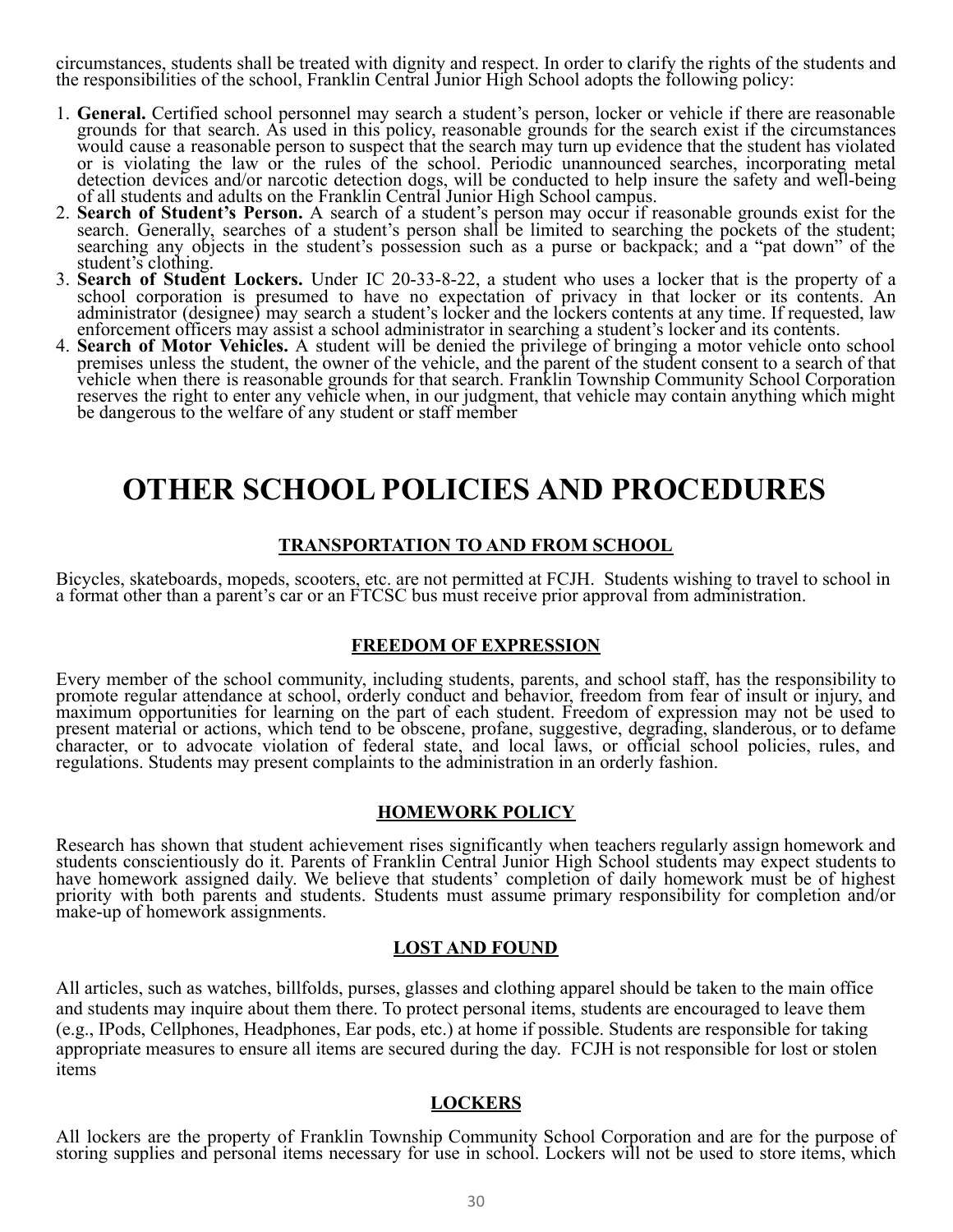circumstances, students shall be treated with dignity and respect. In order to clarify the rights of the students and the responsibilities of the school, Franklin Central Junior High School adopts the following policy:

1. **General.** Certified school personnel may search a student's person, locker or vehicle if there are reasonable grounds for that search. As used in this policy, reasonable grounds for the search exist if the circumstances would cause a reasonable person to suspect that the search may turn up evidence that the student has violated or is violating the law or the rules of the school. Periodic unannounced searches, incorporating metal detection devices and/or narcotic detection dogs, will be conducted to help insure the safety and well-being of all students and adults on the Franklin Central Junior High School campus.
2. **Search of Student's Person.** A search of a student's person may occur if reasonable grounds exist for the search. Generally, searches of a student's person shall be limited to searching the pockets of the student; searching any objects in the student's possession such as a purse or backpack; and a "pat down" of the student's clothing.
3. **Search of Student Lockers.** Under IC 20-33-8-22, a student who uses a locker that is the property of a school corporation is presumed to have no expectation of privacy in that locker or its contents. An administrator (designee) may search a student's locker and the lockers contents at any time. If requested, law enforcement officers may assist a school administrator in searching a student's locker and its contents.
4. **Search of Motor Vehicles.** A student will be denied the privilege of bringing a motor vehicle onto school premises unless the student, the owner of the vehicle, and the parent of the student consent to a search of that vehicle when there is reasonable grounds for that search. Franklin Township Community School Corporation reserves the right to enter any vehicle when, in our judgment, that vehicle may contain anything which might be dangerous to the welfare of any student or staff member

# OTHER SCHOOL POLICIES AND PROCEDURES

## TRANSPORTATION TO AND FROM SCHOOL

Bicycles, skateboards, mopeds, scooters, etc. are not permitted at FCJH. Students wishing to travel to school in a format other than a parent's car or an FTCSC bus must receive prior approval from administration.

## FREEDOM OF EXPRESSION

Every member of the school community, including students, parents, and school staff, has the responsibility to promote regular attendance at school, orderly conduct and behavior, freedom from fear of insult or injury, and maximum opportunities for learning on the part of each student. Freedom of expression may not be used to present material or actions, which tend to be obscene, profane, suggestive, degrading, slanderous, or to defame character, or to advocate violation of federal state, and local laws, or official school policies, rules, and regulations. Students may present complaints to the administration in an orderly fashion.

## HOMEWORK POLICY

Research has shown that student achievement rises significantly when teachers regularly assign homework and students conscientiously do it. Parents of Franklin Central Junior High School students may expect students to have homework assigned daily. We believe that students' completion of daily homework must be of highest priority with both parents and students. Students must assume primary responsibility for completion and/or make-up of homework assignments.

## LOST AND FOUND

All articles, such as watches, billfolds, purses, glasses and clothing apparel should be taken to the main office and students may inquire about them there. To protect personal items, students are encouraged to leave them (e.g., IPods, Cellphones, Headphones, Ear pods, etc.) at home if possible. Students are responsible for taking appropriate measures to ensure all items are secured during the day. FCJH is not responsible for lost or stolen items

## LOCKERS

All lockers are the property of Franklin Township Community School Corporation and are for the purpose of storing supplies and personal items necessary for use in school. Lockers will not be used to store items, which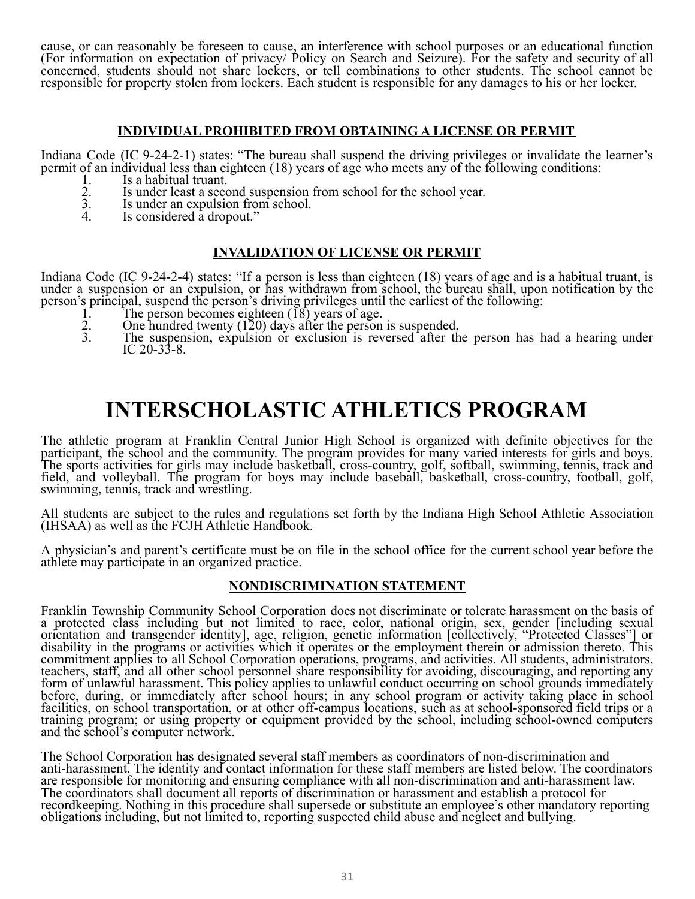cause, or can reasonably be foreseen to cause, an interference with school purposes or an educational function (For information on expectation of privacy/ Policy on Search and Seizure). For the safety and security of all concerned, students should not share lockers, or tell combinations to other students. The school cannot be responsible for property stolen from lockers. Each student is responsible for any damages to his or her locker.

### INDIVIDUAL PROHIBITED FROM OBTAINING A LICENSE OR PERMIT

Indiana Code (IC 9-24-2-1) states: "The bureau shall suspend the driving privileges or invalidate the learner's permit of an individual less than eighteen (18) years of age who meets any of the following conditions:

1. Is a habitual truant.
2. Is under least a second suspension from school for the school year.
3. Is under an expulsion from school.
4. Is considered a dropout."

### INVALIDATION OF LICENSE OR PERMIT

Indiana Code (IC 9-24-2-4) states: "If a person is less than eighteen (18) years of age and is a habitual truant, is under a suspension or an expulsion, or has withdrawn from school, the bureau shall, upon notification by the person's principal, suspend the person's driving privileges until the earliest of the following:

1. The person becomes eighteen (18) years of age.
2. One hundred twenty (120) days after the person is suspended,
3. The suspension, expulsion or exclusion is reversed after the person has had a hearing under IC 20-33-8.

# INTERSCHOLASTIC ATHLETICS PROGRAM

The athletic program at Franklin Central Junior High School is organized with definite objectives for the participant, the school and the community. The program provides for many varied interests for girls and boys. The sports activities for girls may include basketball, cross-country, golf, softball, swimming, tennis, track and field, and volleyball. The program for boys may include baseball, basketball, cross-country, football, golf, swimming, tennis, track and wrestling.

All students are subject to the rules and regulations set forth by the Indiana High School Athletic Association (IHSAA) as well as the FCJH Athletic Handbook.

A physician's and parent's certificate must be on file in the school office for the current school year before the athlete may participate in an organized practice.

### NONDISCRIMINATION STATEMENT

Franklin Township Community School Corporation does not discriminate or tolerate harassment on the basis of a protected class including but not limited to race, color, national origin, sex, gender [including sexual orientation and transgender identity], age, religion, genetic information [collectively, "Protected Classes"] or disability in the programs or activities which it operates or the employment therein or admission thereto. This commitment applies to all School Corporation operations, programs, and activities. All students, administrators, teachers, staff, and all other school personnel share responsibility for avoiding, discouraging, and reporting any form of unlawful harassment. This policy applies to unlawful conduct occurring on school grounds immediately before, during, or immediately after school hours; in any school program or activity taking place in school facilities, on school transportation, or at other off-campus locations, such as at school-sponsored field trips or a training program; or using property or equipment provided by the school, including school-owned computers and the school's computer network.

The School Corporation has designated several staff members as coordinators of non-discrimination and anti-harassment. The identity and contact information for these staff members are listed below. The coordinators are responsible for monitoring and ensuring compliance with all non-discrimination and anti-harassment law. The coordinators shall document all reports of discrimination or harassment and establish a protocol for recordkeeping. Nothing in this procedure shall supersede or substitute an employee's other mandatory reporting obligations including, but not limited to, reporting suspected child abuse and neglect and bullying.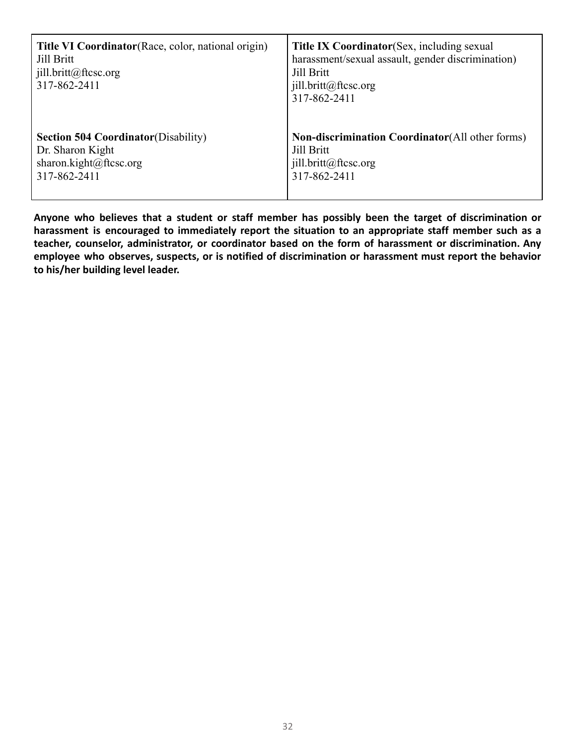| | |
|---|---|
| **Title VI Coordinator**(Race, color, national origin)<br>Jill Britt<br>jill.britt@ftcsc.org<br>317-862-2411 | **Title IX Coordinator**(Sex, including sexual harassment/sexual assault, gender discrimination)<br>Jill Britt<br>jill.britt@ftcsc.org<br>317-862-2411 |
| **Section 504 Coordinator**(Disability)<br>Dr. Sharon Kight<br>sharon.kight@ftcsc.org<br>317-862-2411 | **Non-discrimination Coordinator**(All other forms)<br>Jill Britt<br>jill.britt@ftcsc.org<br>317-862-2411 |

**Anyone who believes that a student or staff member has possibly been the target of discrimination or harassment is encouraged to immediately report the situation to an appropriate staff member such as a teacher, counselor, administrator, or coordinator based on the form of harassment or discrimination. Any employee who observes, suspects, or is notified of discrimination or harassment must report the behavior to his/her building level leader.**